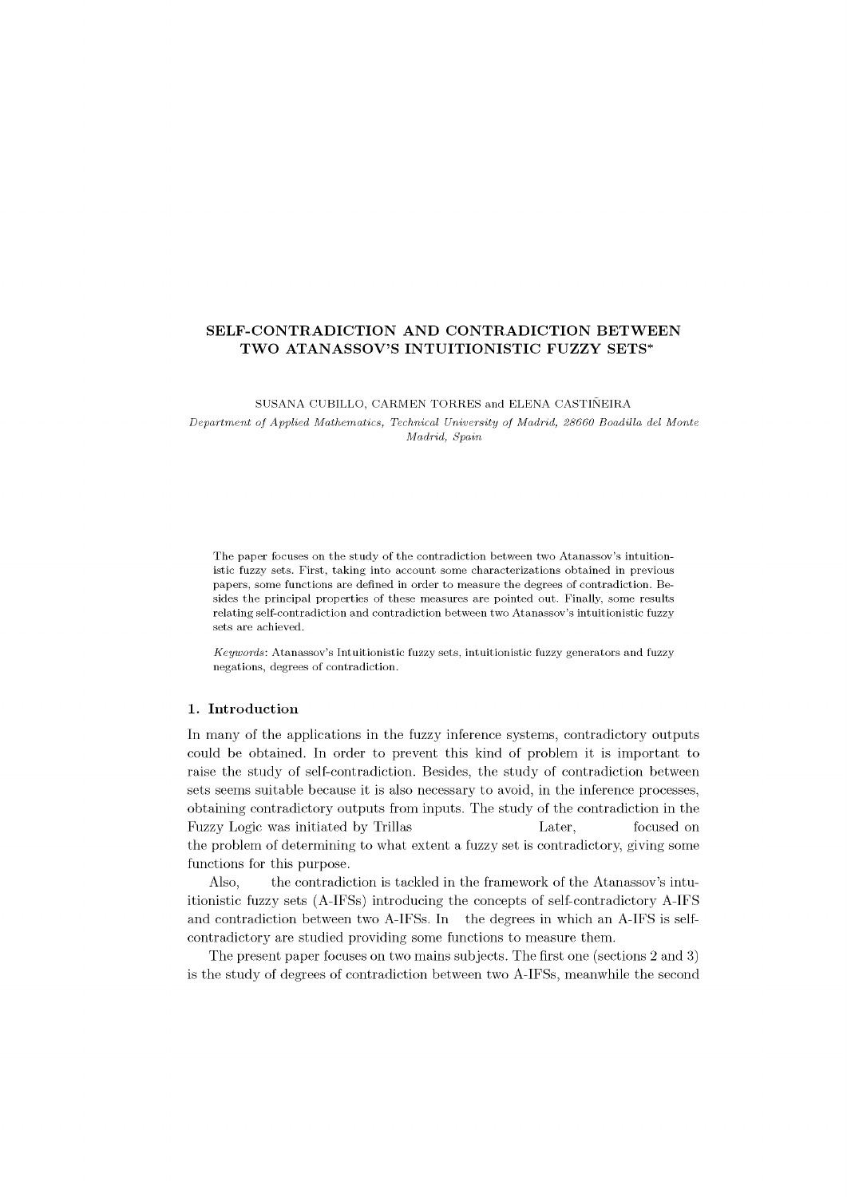# SELF-CONTRADICTION AND CONTRADICTION BETWEEN TWO ATANASSOV'S INTUITIONISTIC FUZZY SETS*

SUSANA CUBILLO, CARMEN TORRES and ELENA CASTIÑEIRA

*Department of Applied Mathematics, Technical University of Madrid, 28660 Boadilla del Monte Madrid, Spain*

The paper focuses on the study of the contradiction between two Atanassov's intuitionistic fuzzy sets. First, taking into account some characterizations obtained in previous papers, some functions are defined in order to measure the degrees of contradiction. Besides the principal properties of these measures are pointed out. Finally, some results relating self-contradiction and contradiction between two Atanassov's intuitionistic fuzzy sets are achieved.

*Keywords*: Atanassov's Intuitionistic fuzzy sets, intuitionistic fuzzy generators and fuzzy negations, degrees of contradiction.

## 1. Introduction

In many of the applications in the fuzzy inference systems, contradictory outputs could be obtained. In order to prevent this kind of problem it is important to raise the study of self-contradiction. Besides, the study of contradiction between sets seems suitable because it is also necessary to avoid, in the inference processes, obtaining contradictory outputs from inputs. The study of the contradiction in the Fuzzy Logic was initiated by Trillas Later, focused on the problem of determining to what extent a fuzzy set is contradictory, giving some functions for this purpose.

Also, the contradiction is tackled in the framework of the Atanassov's intuitionistic fuzzy sets (A-IFSs) introducing the concepts of self-contradictory A-IFS and contradiction between two A-IFSs. In the degrees in which an A-IFS is self-contradictory are studied providing some functions to measure them.

The present paper focuses on two mains subjects. The first one (sections 2 and 3) is the study of degrees of contradiction between two A-IFSs, meanwhile the second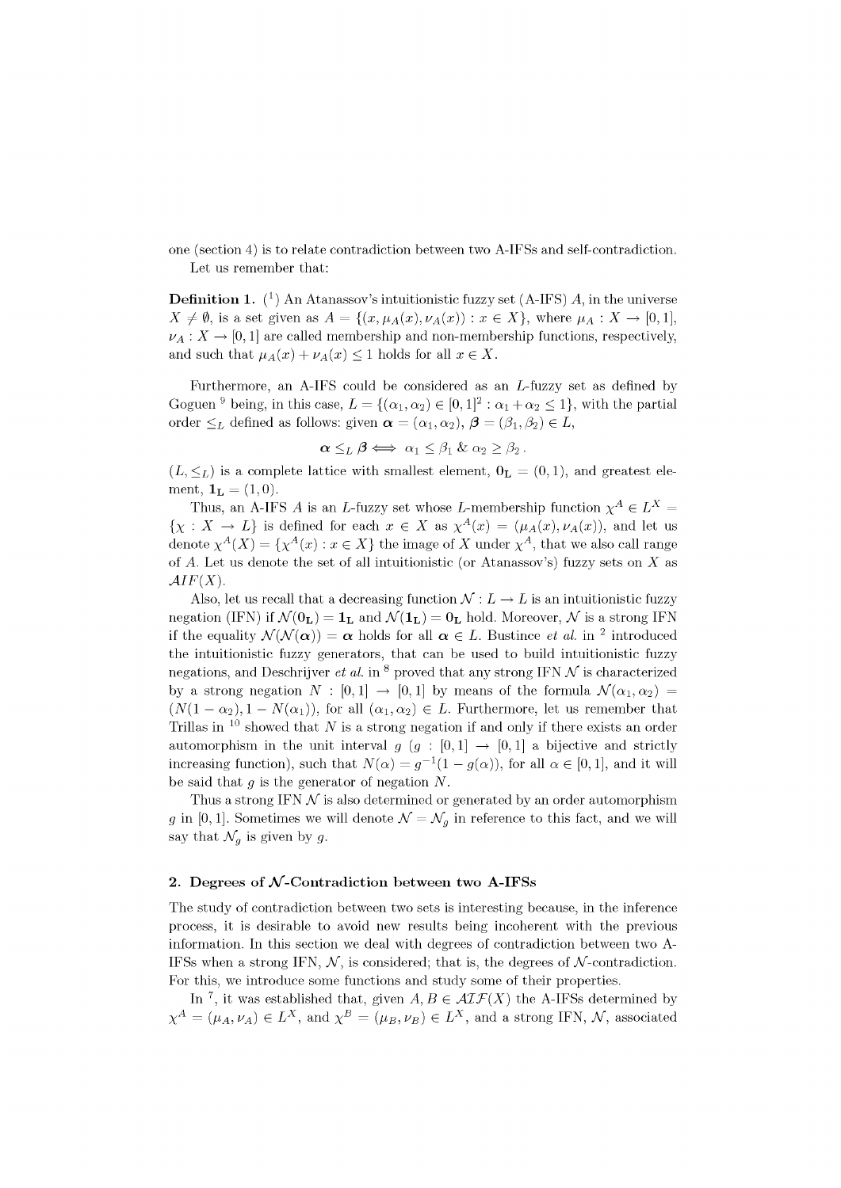one (section 4) is to relate contradiction between two A-IFSs and self-contradiction.

Let us remember that:

**Definition 1.** ([1]) An Atanassov's intuitionistic fuzzy set (A-IFS) $A$, in the universe $X \neq \emptyset$, is a set given as $A = \{(x, \mu_A(x), \nu_A(x)) : x \in X\}$, where $\mu_A : X \to [0,1]$, $\nu_A : X \to [0,1]$ are called membership and non-membership functions, respectively, and such that $\mu_A(x) + \nu_A(x) \leq 1$ holds for all $x \in X$.

Furthermore, an A-IFS could be considered as an $L$-fuzzy set as defined by Goguen [9] being, in this case, $L = \{(\alpha_1, \alpha_2) \in [0,1]^2 : \alpha_1 + \alpha_2 \leq 1\}$, with the partial order $\leq_L$ defined as follows: given $\boldsymbol{\alpha} = (\alpha_1, \alpha_2)$, $\boldsymbol{\beta} = (\beta_1, \beta_2) \in L$,

$$\boldsymbol{\alpha} \leq_L \boldsymbol{\beta} \iff \alpha_1 \leq \beta_1 \;\&\; \alpha_2 \geq \beta_2 \,.$$

$(L, \leq_L)$ is a complete lattice with smallest element, $\mathbf{0_L} = (0,1)$, and greatest element, $\mathbf{1_L} = (1,0)$.

Thus, an A-IFS $A$ is an $L$-fuzzy set whose $L$-membership function $\chi^A \in L^X = \{\chi : X \to L\}$ is defined for each $x \in X$ as $\chi^A(x) = (\mu_A(x), \nu_A(x))$, and let us denote $\chi^A(X) = \{\chi^A(x) : x \in X\}$ the image of $X$ under $\chi^A$, that we also call range of $A$. Let us denote the set of all intuitionistic (or Atanassov's) fuzzy sets on $X$ as $\mathcal{A}IF(X)$.

Also, let us recall that a decreasing function $\mathcal{N} : L \to L$ is an intuitionistic fuzzy negation (IFN) if $\mathcal{N}(\mathbf{0_L}) = \mathbf{1_L}$ and $\mathcal{N}(\mathbf{1_L}) = \mathbf{0_L}$ hold. Moreover, $\mathcal{N}$ is a strong IFN if the equality $\mathcal{N}(\mathcal{N}(\boldsymbol{\alpha})) = \boldsymbol{\alpha}$ holds for all $\boldsymbol{\alpha} \in L$. Bustince *et al.* in [2] introduced the intuitionistic fuzzy generators, that can be used to build intuitionistic fuzzy negations, and Deschrijver *et al.* in [8] proved that any strong IFN $\mathcal{N}$ is characterized by a strong negation $N : [0,1] \to [0,1]$ by means of the formula $\mathcal{N}(\alpha_1, \alpha_2) = (N(1-\alpha_2), 1 - N(\alpha_1))$, for all $(\alpha_1, \alpha_2) \in L$. Furthermore, let us remember that Trillas in [10] showed that $N$ is a strong negation if and only if there exists an order automorphism in the unit interval $g$ ($g : [0,1] \to [0,1]$ a bijective and strictly increasing function), such that $N(\alpha) = g^{-1}(1 - g(\alpha))$, for all $\alpha \in [0,1]$, and it will be said that $g$ is the generator of negation $N$.

Thus a strong IFN $\mathcal{N}$ is also determined or generated by an order automorphism $g$ in $[0,1]$. Sometimes we will denote $\mathcal{N} = \mathcal{N}_g$ in reference to this fact, and we will say that $\mathcal{N}_g$ is given by $g$.

## 2. Degrees of $\mathcal{N}$-Contradiction between two A-IFSs

The study of contradiction between two sets is interesting because, in the inference process, it is desirable to avoid new results being incoherent with the previous information. In this section we deal with degrees of contradiction between two A-IFSs when a strong IFN, $\mathcal{N}$, is considered; that is, the degrees of $\mathcal{N}$-contradiction. For this, we introduce some functions and study some of their properties.

In [7], it was established that, given $A, B \in \mathcal{AIF}(X)$ the A-IFSs determined by $\chi^A = (\mu_A, \nu_A) \in L^X$, and $\chi^B = (\mu_B, \nu_B) \in L^X$, and a strong IFN, $\mathcal{N}$, associated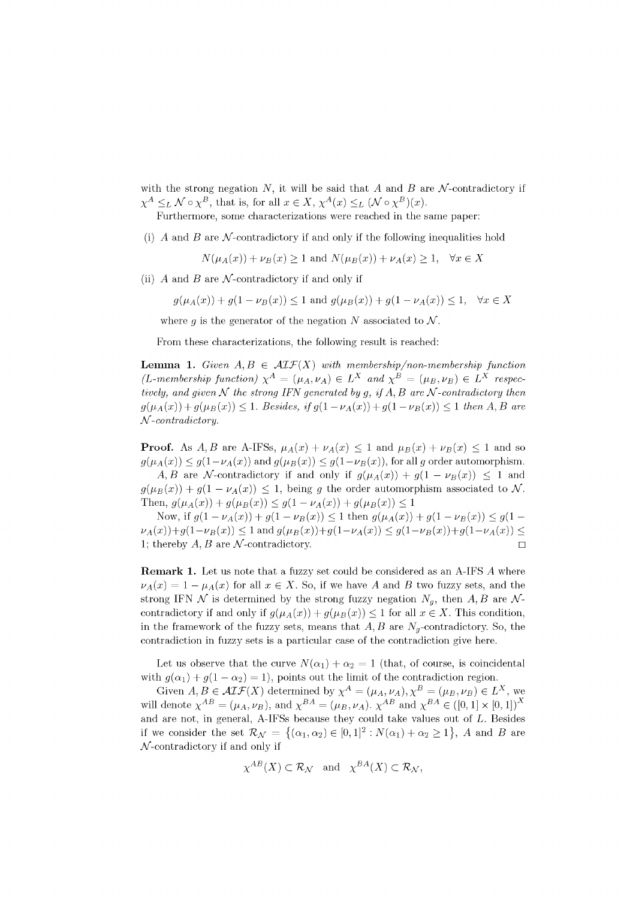with the strong negation $N$, it will be said that $A$ and $B$ are $\mathcal{N}$-contradictory if $\chi^A \leq_L \mathcal{N} \circ \chi^B$, that is, for all $x \in X$, $\chi^A(x) \leq_L (\mathcal{N} \circ \chi^B)(x)$.

Furthermore, some characterizations were reached in the same paper:

(i) $A$ and $B$ are $\mathcal{N}$-contradictory if and only if the following inequalities hold

$$N(\mu_A(x)) + \nu_B(x) \geq 1 \text{ and } N(\mu_B(x)) + \nu_A(x) \geq 1, \quad \forall x \in X$$

(ii) $A$ and $B$ are $\mathcal{N}$-contradictory if and only if

$$g(\mu_A(x)) + g(1 - \nu_B(x)) \leq 1 \text{ and } g(\mu_B(x)) + g(1 - \nu_A(x)) \leq 1, \quad \forall x \in X$$

where $g$ is the generator of the negation $N$ associated to $\mathcal{N}$.

From these characterizations, the following result is reached:

**Lemma 1.** *Given $A, B \in \mathcal{AIF}(X)$ with membership/non-membership function (L-membership function) $\chi^A = (\mu_A, \nu_A) \in L^X$ and $\chi^B = (\mu_B, \nu_B) \in L^X$ respectively, and given $\mathcal{N}$ the strong IFN generated by $g$, if $A, B$ are $\mathcal{N}$-contradictory then $g(\mu_A(x)) + g(\mu_B(x)) \leq 1$. Besides, if $g(1 - \nu_A(x)) + g(1 - \nu_B(x)) \leq 1$ then $A, B$ are $\mathcal{N}$-contradictory.*

**Proof.** As $A, B$ are A-IFSs, $\mu_A(x) + \nu_A(x) \leq 1$ and $\mu_B(x) + \nu_B(x) \leq 1$ and so $g(\mu_A(x)) \leq g(1-\nu_A(x))$ and $g(\mu_B(x)) \leq g(1-\nu_B(x))$, for all $g$ order automorphism.

$A, B$ are $\mathcal{N}$-contradictory if and only if $g(\mu_A(x)) + g(1 - \nu_B(x)) \leq 1$ and $g(\mu_B(x)) + g(1 - \nu_A(x)) \leq 1$, being $g$ the order automorphism associated to $\mathcal{N}$. Then, $g(\mu_A(x)) + g(\mu_B(x)) \leq g(1 - \nu_A(x)) + g(\mu_B(x)) \leq 1$

Now, if $g(1 - \nu_A(x)) + g(1 - \nu_B(x)) \leq 1$ then $g(\mu_A(x)) + g(1 - \nu_B(x)) \leq g(1 - \nu_A(x)) + g(1 - \nu_B(x)) \leq 1$ and $g(\mu_B(x)) + g(1 - \nu_A(x)) \leq g(1 - \nu_B(x)) + g(1 - \nu_A(x)) \leq 1$; thereby $A, B$ are $\mathcal{N}$-contradictory. □

**Remark 1.** Let us note that a fuzzy set could be considered as an A-IFS $A$ where $\nu_A(x) = 1 - \mu_A(x)$ for all $x \in X$. So, if we have $A$ and $B$ two fuzzy sets, and the strong IFN $\mathcal{N}$ is determined by the strong fuzzy negation $N_g$, then $A, B$ are $\mathcal{N}$-contradictory if and only if $g(\mu_A(x)) + g(\mu_B(x)) \leq 1$ for all $x \in X$. This condition, in the framework of the fuzzy sets, means that $A, B$ are $N_g$-contradictory. So, the contradiction in fuzzy sets is a particular case of the contradiction give here.

Let us observe that the curve $N(\alpha_1) + \alpha_2 = 1$ (that, of course, is coincidental with $g(\alpha_1) + g(1 - \alpha_2) = 1$), points out the limit of the contradiction region.

Given $A, B \in \mathcal{AIF}(X)$ determined by $\chi^A = (\mu_A, \nu_A), \chi^B = (\mu_B, \nu_B) \in L^X$, we will denote $\chi^{AB} = (\mu_A, \nu_B)$, and $\chi^{BA} = (\mu_B, \nu_A)$. $\chi^{AB}$ and $\chi^{BA} \in ([0,1] \times [0,1])^X$ and are not, in general, A-IFSs because they could take values out of $L$. Besides if we consider the set $\mathcal{R}_\mathcal{N} = \{(\alpha_1, \alpha_2) \in [0,1]^2 : N(\alpha_1) + \alpha_2 \geq 1\}$, $A$ and $B$ are $\mathcal{N}$-contradictory if and only if

$$\chi^{AB}(X) \subset \mathcal{R}_\mathcal{N} \quad \text{and} \quad \chi^{BA}(X) \subset \mathcal{R}_\mathcal{N},$$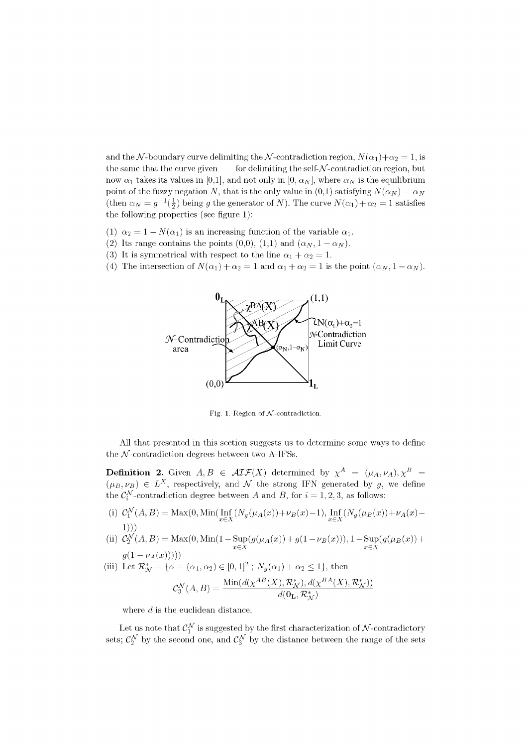and the $\mathcal{N}$-boundary curve delimiting the $\mathcal{N}$-contradiction region, $N(\alpha_1)+\alpha_2 = 1$, is the same that the curve given for delimiting the self-$\mathcal{N}$-contradiction region, but now $\alpha_1$ takes its values in [0,1], and not only in $[0, \alpha_N]$, where $\alpha_N$ is the equilibrium point of the fuzzy negation $N$, that is the only value in (0,1) satisfying $N(\alpha_N) = \alpha_N$ (then $\alpha_N = g^{-1}(\frac{1}{2})$ being $g$ the generator of $N$). The curve $N(\alpha_1)+\alpha_2 = 1$ satisfies the following properties (see figure 1):

(1) $\alpha_2 = 1 - N(\alpha_1)$ is an increasing function of the variable $\alpha_1$.
(2) Its range contains the points (0,0), (1,1) and $(\alpha_N, 1-\alpha_N)$.
(3) It is symmetrical with respect to the line $\alpha_1 + \alpha_2 = 1$.
(4) The intersection of $N(\alpha_1)+\alpha_2 = 1$ and $\alpha_1 + \alpha_2 = 1$ is the point $(\alpha_N, 1-\alpha_N)$.

Fig. 1. Region of $\mathcal{N}$-contradiction.

All that presented in this section suggests us to determine some ways to define the $\mathcal{N}$-contradiction degrees between two A-IFSs.

**Definition 2.** Given $A, B \in \mathcal{AIF}(X)$ determined by $\chi^A = (\mu_A, \nu_A), \chi^B = (\mu_B, \nu_B) \in L^X$, respectively, and $\mathcal{N}$ the strong IFN generated by $g$, we define the $\mathcal{C}_i^{\mathcal{N}}$-contradiction degree between $A$ and $B$, for $i = 1, 2, 3$, as follows:

(i) $\mathcal{C}_1^{\mathcal{N}}(A,B) = \text{Max}(0, \text{Min}(\operatorname*{Inf}_{x\in X}(N_g(\mu_A(x))+\nu_B(x)-1), \operatorname*{Inf}_{x\in X}(N_g(\mu_B(x))+\nu_A(x)-1)))$

(ii) $\mathcal{C}_2^{\mathcal{N}}(A,B) = \text{Max}(0, \text{Min}(1-\operatorname*{Sup}_{x\in X}(g(\mu_A(x))+g(1-\nu_B(x))), 1-\operatorname*{Sup}_{x\in X}(g(\mu_B(x))+g(1-\nu_A(x)))))$

(iii) Let $\mathcal{R}_{\mathcal{N}}^* = \{\alpha = (\alpha_1, \alpha_2) \in [0,1]^2 \,;\, N_g(\alpha_1)+\alpha_2 \leq 1\}$, then

$$\mathcal{C}_3^{\mathcal{N}}(A,B) = \frac{\text{Min}(d(\chi^{AB}(X), \mathcal{R}_{\mathcal{N}}^*), d(\chi^{BA}(X), \mathcal{R}_{\mathcal{N}}^*))}{d(\mathbf{0_L}, \mathcal{R}_{\mathcal{N}}^*)}$$

where $d$ is the euclidean distance.

Let us note that $\mathcal{C}_1^{\mathcal{N}}$ is suggested by the first characterization of $\mathcal{N}$-contradictory sets; $\mathcal{C}_2^{\mathcal{N}}$ by the second one, and $\mathcal{C}_3^{\mathcal{N}}$ by the distance between the range of the sets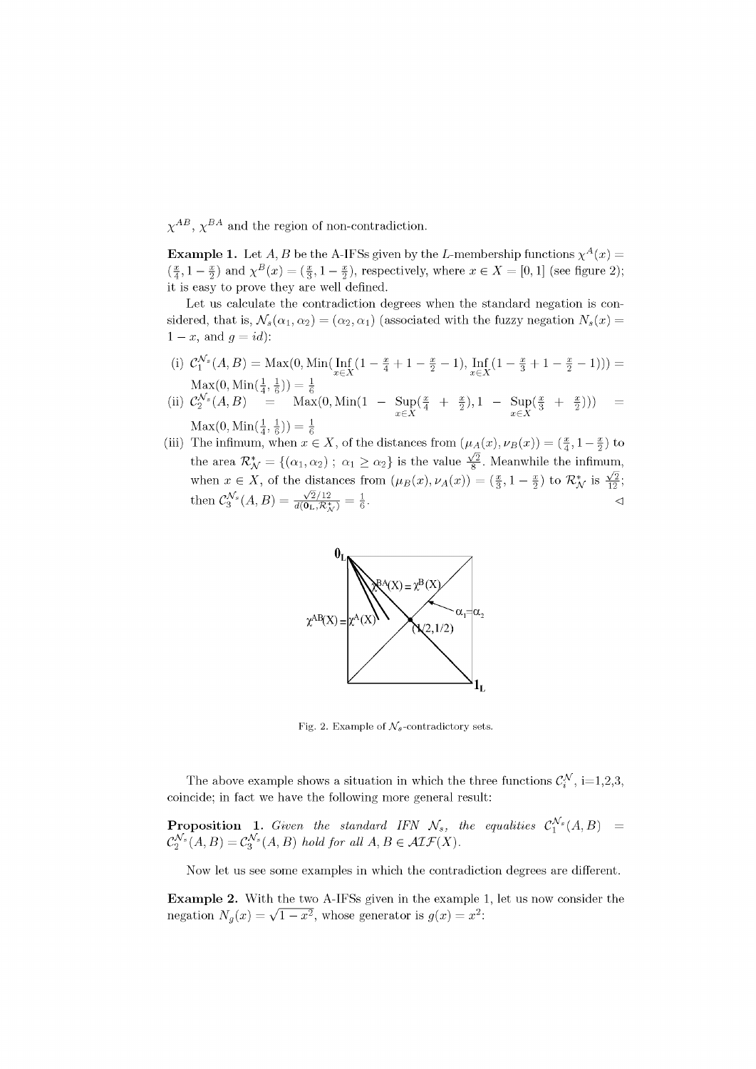$\chi^{AB}$, $\chi^{BA}$ and the region of non-contradiction.

**Example 1.** Let $A, B$ be the A-IFSs given by the $L$-membership functions $\chi^A(x) = (\frac{x}{4}, 1 - \frac{x}{2})$ and $\chi^B(x) = (\frac{x}{3}, 1 - \frac{x}{2})$, respectively, where $x \in X = [0,1]$ (see figure 2); it is easy to prove they are well defined.

Let us calculate the contradiction degrees when the standard negation is considered, that is, $\mathcal{N}_s(\alpha_1, \alpha_2) = (\alpha_2, \alpha_1)$ (associated with the fuzzy negation $N_s(x) = 1 - x$, and $g = id$):

(i) $\mathcal{C}_1^{\mathcal{N}_s}(A, B) = \text{Max}(0, \text{Min}(\underset{x \in X}{\text{Inf}}(1 - \frac{x}{4} + 1 - \frac{x}{2} - 1), \underset{x \in X}{\text{Inf}}(1 - \frac{x}{3} + 1 - \frac{x}{2} - 1))) = \text{Max}(0, \text{Min}(\frac{1}{4}, \frac{1}{6})) = \frac{1}{6}$

(ii) $\mathcal{C}_2^{\mathcal{N}_s}(A, B) = \text{Max}(0, \text{Min}(1 - \underset{x \in X}{\text{Sup}}(\frac{x}{4} + \frac{x}{2}), 1 - \underset{x \in X}{\text{Sup}}(\frac{x}{3} + \frac{x}{2}))) = \text{Max}(0, \text{Min}(\frac{1}{4}, \frac{1}{6})) = \frac{1}{6}$

(iii) The infimum, when $x \in X$, of the distances from $(\mu_A(x), \nu_B(x)) = (\frac{x}{4}, 1 - \frac{x}{2})$ to the area $\mathcal{R}^*_{\mathcal{N}} = \{(\alpha_1, \alpha_2)\ ;\ \alpha_1 \geq \alpha_2\}$ is the value $\frac{\sqrt{2}}{8}$. Meanwhile the infimum, when $x \in X$, of the distances from $(\mu_B(x), \nu_A(x)) = (\frac{x}{3}, 1 - \frac{x}{2})$ to $\mathcal{R}^*_{\mathcal{N}}$ is $\frac{\sqrt{2}}{12}$; then $\mathcal{C}_3^{\mathcal{N}_s}(A, B) = \frac{\sqrt{2}/12}{d(\mathbf{0_L}, \mathcal{R}^*_{\mathcal{N}})} = \frac{1}{6}$. ◁

Fig. 2. Example of $\mathcal{N}_s$-contradictory sets.

The above example shows a situation in which the three functions $\mathcal{C}_i^{\mathcal{N}}$, i=1,2,3, coincide; in fact we have the following more general result:

**Proposition 1.** *Given the standard IFN $\mathcal{N}_s$, the equalities $\mathcal{C}_1^{\mathcal{N}_s}(A, B) = \mathcal{C}_2^{\mathcal{N}_s}(A, B) = \mathcal{C}_3^{\mathcal{N}_s}(A, B)$ hold for all $A, B \in \mathcal{AIF}(X)$.*

Now let us see some examples in which the contradiction degrees are different.

**Example 2.** With the two A-IFSs given in the example 1, let us now consider the negation $N_g(x) = \sqrt{1 - x^2}$, whose generator is $g(x) = x^2$: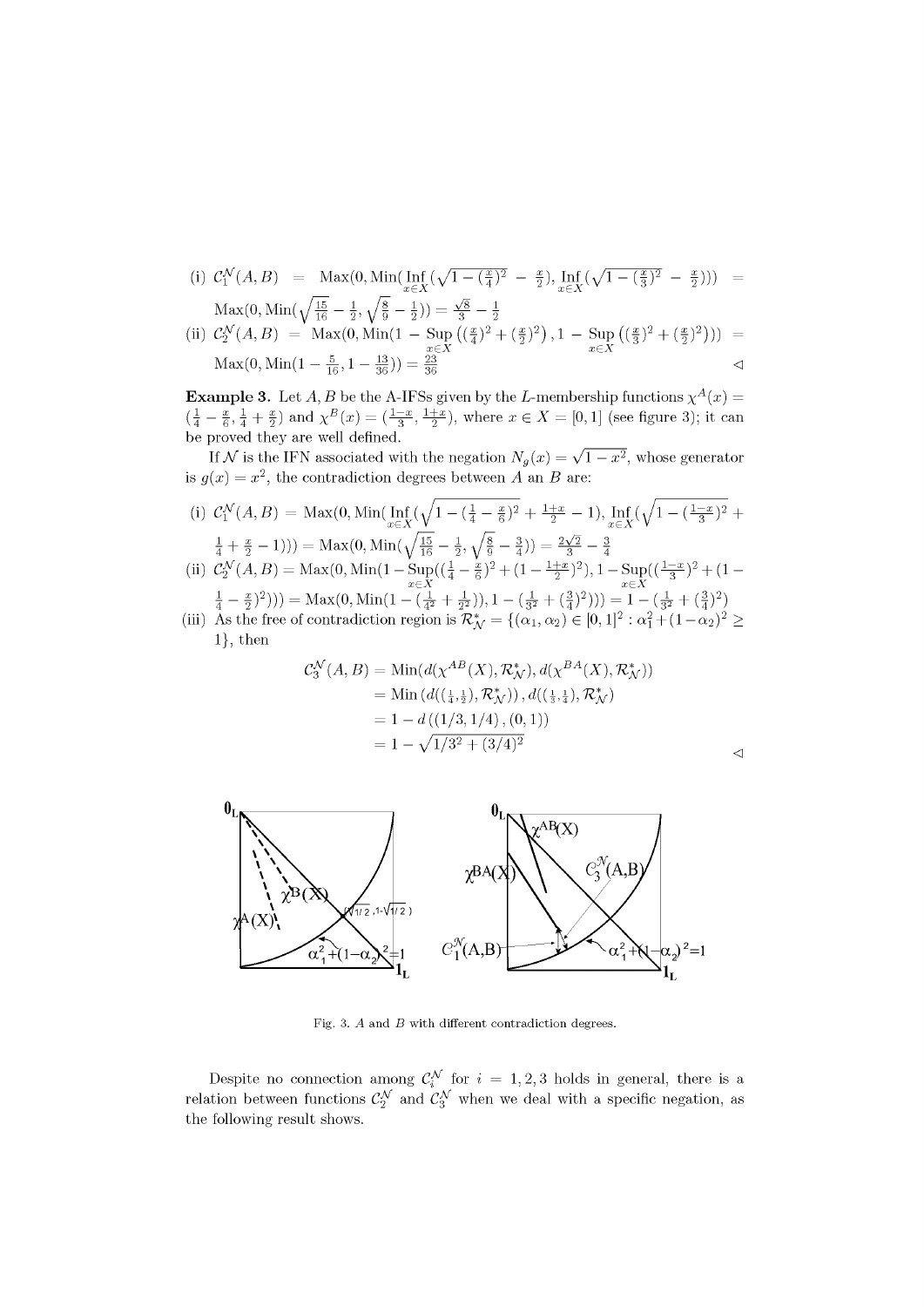(i) $\mathcal{C}_1^{\mathcal{N}}(A,B) = \text{Max}(0, \text{Min}(\underset{x\in X}{\text{Inf}}(\sqrt{1-(\frac{x}{4})^2} - \frac{x}{2}), \underset{x\in X}{\text{Inf}}(\sqrt{1-(\frac{x}{3})^2} - \frac{x}{2}))) = \text{Max}(0, \text{Min}(\sqrt{\frac{15}{16}} - \frac{1}{2}, \sqrt{\frac{8}{9}} - \frac{1}{2})) = \frac{\sqrt{8}}{3} - \frac{1}{2}$

(ii) $\mathcal{C}_2^{\mathcal{N}}(A,B) = \text{Max}(0, \text{Min}(1 - \underset{x\in X}{\text{Sup}}\left((\frac{x}{4})^2 + (\frac{x}{2})^2\right), 1 - \underset{x\in X}{\text{Sup}}\left((\frac{x}{3})^2 + (\frac{x}{2})^2\right))) = \text{Max}(0, \text{Min}(1 - \frac{5}{16}, 1 - \frac{13}{36})) = \frac{23}{36}$ ◁

**Example 3.** Let $A, B$ be the A-IFSs given by the $L$-membership functions $\chi^A(x) = (\frac{1}{4} - \frac{x}{6}, \frac{1}{4} + \frac{x}{2})$ and $\chi^B(x) = (\frac{1-x}{3}, \frac{1+x}{2})$, where $x \in X = [0,1]$ (see figure 3); it can be proved they are well defined.

If $\mathcal{N}$ is the IFN associated with the negation $N_g(x) = \sqrt{1-x^2}$, whose generator is $g(x) = x^2$, the contradiction degrees between $A$ an $B$ are:

(i) $\mathcal{C}_1^{\mathcal{N}}(A,B) = \text{Max}(0, \text{Min}(\underset{x\in X}{\text{Inf}}(\sqrt{1-(\frac{1}{4} - \frac{x}{6})^2} + \frac{1+x}{2} - 1), \underset{x\in X}{\text{Inf}}(\sqrt{1-(\frac{1-x}{3})^2} + \frac{1}{4} + \frac{x}{2} - 1))) = \text{Max}(0, \text{Min}(\sqrt{\frac{15}{16}} - \frac{1}{2}, \sqrt{\frac{8}{9}} - \frac{3}{4})) = \frac{2\sqrt{2}}{3} - \frac{3}{4}$

(ii) $\mathcal{C}_2^{\mathcal{N}}(A,B) = \text{Max}(0, \text{Min}(1 - \underset{x\in X}{\text{Sup}}((\frac{1}{4} - \frac{x}{6})^2 + (1 - \frac{1+x}{2})^2), 1 - \underset{x\in X}{\text{Sup}}((\frac{1-x}{3})^2 + (1 - \frac{1}{4} - \frac{x}{2})^2))) = \text{Max}(0, \text{Min}(1 - (\frac{1}{4^2} + \frac{1}{2^2})), 1 - (\frac{1}{3^2} + (\frac{3}{4})^2))) = 1 - (\frac{1}{3^2} + (\frac{3}{4})^2)$

(iii) As the free of contradiction region is $\mathcal{R}_{\mathcal{N}}^* = \{(\alpha_1, \alpha_2) \in [0,1]^2 : \alpha_1^2 + (1-\alpha_2)^2 \geq 1\}$, then

$$
\begin{aligned}
\mathcal{C}_3^{\mathcal{N}}(A,B) &= \text{Min}(d(\chi^{AB}(X), \mathcal{R}_{\mathcal{N}}^*), d(\chi^{BA}(X), \mathcal{R}_{\mathcal{N}}^*)) \\
&= \text{Min}\left(d((\tfrac{1}{4}, \tfrac{1}{2}), \mathcal{R}_{\mathcal{N}}^*)), d((\tfrac{1}{3}, \tfrac{1}{4}), \mathcal{R}_{\mathcal{N}}^*)\right) \\
&= 1 - d\left((1/3, 1/4), (0,1)\right) \\
&= 1 - \sqrt{1/3^2 + (3/4)^2}
\end{aligned}
$$
◁

Fig. 3. $A$ and $B$ with different contradiction degrees.

Despite no connection among $\mathcal{C}_i^{\mathcal{N}}$ for $i = 1,2,3$ holds in general, there is a relation between functions $\mathcal{C}_2^{\mathcal{N}}$ and $\mathcal{C}_3^{\mathcal{N}}$ when we deal with a specific negation, as the following result shows.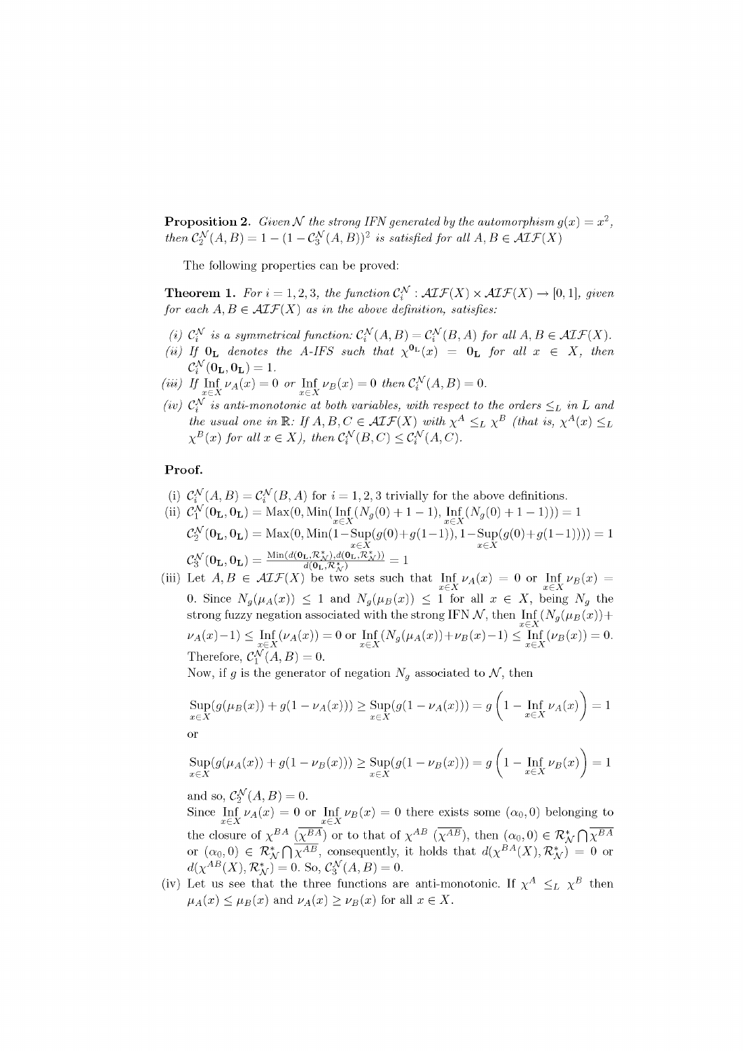**Proposition 2.** *Given $\mathcal{N}$ the strong IFN generated by the automorphism $g(x) = x^2$, then $\mathcal{C}_2^{\mathcal{N}}(A, B) = 1 - (1 - \mathcal{C}_3^{\mathcal{N}}(A, B))^2$ is satisfied for all $A, B \in \mathcal{AIF}(X)$*

The following properties can be proved:

**Theorem 1.** *For $i = 1, 2, 3$, the function $\mathcal{C}_i^{\mathcal{N}} : \mathcal{AIF}(X) \times \mathcal{AIF}(X) \to [0, 1]$, given for each $A, B \in \mathcal{AIF}(X)$ as in the above definition, satisfies:*

*(i) $\mathcal{C}_i^{\mathcal{N}}$ is a symmetrical function: $\mathcal{C}_i^{\mathcal{N}}(A, B) = \mathcal{C}_i^{\mathcal{N}}(B, A)$ for all $A, B \in \mathcal{AIF}(X)$.*
*(ii) If $\mathbf{0_L}$ denotes the A-IFS such that $\chi^{\mathbf{0_L}}(x) = \mathbf{0_L}$ for all $x \in X$, then $\mathcal{C}_i^{\mathcal{N}}(\mathbf{0_L}, \mathbf{0_L}) = 1$.*
*(iii) If $\operatorname*{Inf}_{x \in X} \nu_A(x) = 0$ or $\operatorname*{Inf}_{x \in X} \nu_B(x) = 0$ then $\mathcal{C}_i^{\mathcal{N}}(A, B) = 0$.*
*(iv) $\mathcal{C}_i^{\mathcal{N}}$ is anti-monotonic at both variables, with respect to the orders $\leq_L$ in $L$ and the usual one in $\mathbb{R}$: If $A, B, C \in \mathcal{AIF}(X)$ with $\chi^A \leq_L \chi^B$ (that is, $\chi^A(x) \leq_L \chi^B(x)$ for all $x \in X$), then $\mathcal{C}_i^{\mathcal{N}}(B, C) \leq \mathcal{C}_i^{\mathcal{N}}(A, C)$.*

**Proof.**

(i) $\mathcal{C}_i^{\mathcal{N}}(A, B) = \mathcal{C}_i^{\mathcal{N}}(B, A)$ for $i = 1, 2, 3$ trivially for the above definitions.

(ii) $\mathcal{C}_1^{\mathcal{N}}(\mathbf{0_L}, \mathbf{0_L}) = \operatorname{Max}(0, \operatorname{Min}(\operatorname*{Inf}_{x \in X}(N_g(0) + 1 - 1), \operatorname*{Inf}_{x \in X}(N_g(0) + 1 - 1))) = 1$

$\mathcal{C}_2^{\mathcal{N}}(\mathbf{0_L}, \mathbf{0_L}) = \operatorname{Max}(0, \operatorname{Min}(1 - \operatorname*{Sup}_{x \in X}(g(0) + g(1-1)), 1 - \operatorname*{Sup}_{x \in X}(g(0) + g(1-1)))) = 1$

$\mathcal{C}_3^{\mathcal{N}}(\mathbf{0_L}, \mathbf{0_L}) = \frac{\operatorname{Min}(d(\mathbf{0_L}, \mathcal{R}_{\mathcal{N}}^{\star}), d(\mathbf{0_L}, \mathcal{R}_{\mathcal{N}}^{\star}))}{d(\mathbf{0_L}, \mathcal{R}_{\mathcal{N}}^{\star})} = 1$

(iii) Let $A, B \in \mathcal{AIF}(X)$ be two sets such that $\operatorname*{Inf}_{x \in X} \nu_A(x) = 0$ or $\operatorname*{Inf}_{x \in X} \nu_B(x) = 0$. Since $N_g(\mu_A(x)) \leq 1$ and $N_g(\mu_B(x)) \leq 1$ for all $x \in X$, being $N_g$ the strong fuzzy negation associated with the strong IFN $\mathcal{N}$, then $\operatorname*{Inf}_{x \in X}(N_g(\mu_B(x)) + \nu_A(x) - 1) \leq \operatorname*{Inf}_{x \in X}(\nu_A(x)) = 0$ or $\operatorname*{Inf}_{x \in X}(N_g(\mu_A(x)) + \nu_B(x) - 1) \leq \operatorname*{Inf}_{x \in X}(\nu_B(x)) = 0$. Therefore, $\mathcal{C}_1^{\mathcal{N}}(A, B) = 0$.

Now, if $g$ is the generator of negation $N_g$ associated to $\mathcal{N}$, then

$$\operatorname*{Sup}_{x \in X}(g(\mu_B(x)) + g(1 - \nu_A(x))) \geq \operatorname*{Sup}_{x \in X}(g(1 - \nu_A(x))) = g\left(1 - \operatorname*{Inf}_{x \in X} \nu_A(x)\right) = 1$$

or

$$\operatorname*{Sup}_{x \in X}(g(\mu_A(x)) + g(1 - \nu_B(x))) \geq \operatorname*{Sup}_{x \in X}(g(1 - \nu_B(x))) = g\left(1 - \operatorname*{Inf}_{x \in X} \nu_B(x)\right) = 1$$

and so, $\mathcal{C}_2^{\mathcal{N}}(A, B) = 0$.

Since $\operatorname*{Inf}_{x \in X} \nu_A(x) = 0$ or $\operatorname*{Inf}_{x \in X} \nu_B(x) = 0$ there exists some $(\alpha_0, 0)$ belonging to the closure of $\chi^{BA}$ ($\overline{\chi^{BA}}$) or to that of $\chi^{AB}$ ($\overline{\chi^{AB}}$), then $(\alpha_0, 0) \in \mathcal{R}_{\mathcal{N}}^{\star} \bigcap \overline{\chi^{BA}}$ or $(\alpha_0, 0) \in \mathcal{R}_{\mathcal{N}}^{\star} \bigcap \overline{\chi^{AB}}$, consequently, it holds that $d(\chi^{BA}(X), \mathcal{R}_{\mathcal{N}}^{\star}) = 0$ or $d(\chi^{AB}(X), \mathcal{R}_{\mathcal{N}}^{\star}) = 0$. So, $\mathcal{C}_3^{\mathcal{N}}(A, B) = 0$.

(iv) Let us see that the three functions are anti-monotonic. If $\chi^A \leq_L \chi^B$ then $\mu_A(x) \leq \mu_B(x)$ and $\nu_A(x) \geq \nu_B(x)$ for all $x \in X$.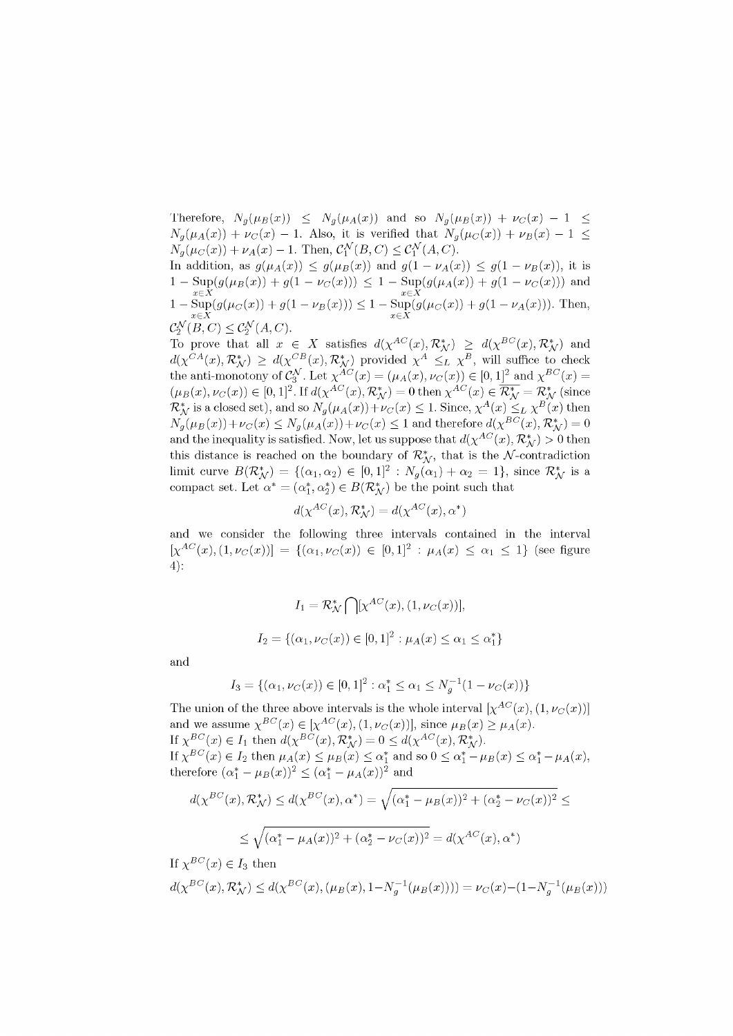Therefore, $N_g(\mu_B(x)) \leq N_g(\mu_A(x))$ and so $N_g(\mu_B(x)) + \nu_C(x) - 1 \leq N_g(\mu_A(x)) + \nu_C(x) - 1$. Also, it is verified that $N_g(\mu_C(x)) + \nu_B(x) - 1 \leq N_g(\mu_C(x)) + \nu_A(x) - 1$. Then, $\mathcal{C}_1^{\mathcal{N}}(B,C) \leq \mathcal{C}_1^{\mathcal{N}}(A,C)$.
In addition, as $g(\mu_A(x)) \leq g(\mu_B(x))$ and $g(1-\nu_A(x)) \leq g(1-\nu_B(x))$, it is $1 - \operatorname{Sup}_{x\in X}(g(\mu_B(x)) + g(1-\nu_C(x))) \leq 1 - \operatorname{Sup}_{x\in X}(g(\mu_A(x)) + g(1-\nu_C(x)))$ and $1 - \operatorname{Sup}_{x\in X}(g(\mu_C(x)) + g(1-\nu_B(x))) \leq 1 - \operatorname{Sup}_{x\in X}(g(\mu_C(x)) + g(1-\nu_A(x)))$. Then, $\mathcal{C}_2^{\mathcal{N}}(B,C) \leq \mathcal{C}_2^{\mathcal{N}}(A,C)$.
To prove that all $x \in X$ satisfies $d(\chi^{AC}(x), \mathcal{R}^*_{\mathcal{N}}) \geq d(\chi^{BC}(x), \mathcal{R}^*_{\mathcal{N}})$ and $d(\chi^{CA}(x), \mathcal{R}^*_{\mathcal{N}}) \geq d(\chi^{CB}(x), \mathcal{R}^*_{\mathcal{N}})$ provided $\chi^A \leq_L \chi^B$, will suffice to check the anti-monotony of $\mathcal{C}_3^{\mathcal{N}}$. Let $\chi^{AC}(x) = (\mu_A(x), \nu_C(x)) \in [0,1]^2$ and $\chi^{BC}(x) = (\mu_B(x), \nu_C(x)) \in [0,1]^2$. If $d(\chi^{AC}(x), \mathcal{R}^*_{\mathcal{N}}) = 0$ then $\chi^{AC}(x) \in \overline{\mathcal{R}^*_{\mathcal{N}}} = \mathcal{R}^*_{\mathcal{N}}$ (since $\mathcal{R}^*_{\mathcal{N}}$ is a closed set), and so $N_g(\mu_A(x)) + \nu_C(x) \leq 1$. Since, $\chi^A(x) \leq_L \chi^B(x)$ then $N_g(\mu_B(x)) + \nu_C(x) \leq N_g(\mu_A(x)) + \nu_C(x) \leq 1$ and therefore $d(\chi^{BC}(x), \mathcal{R}^*_{\mathcal{N}}) = 0$ and the inequality is satisfied. Now, let us suppose that $d(\chi^{AC}(x), \mathcal{R}^*_{\mathcal{N}}) > 0$ then this distance is reached on the boundary of $\mathcal{R}^*_{\mathcal{N}}$, that is the $\mathcal{N}$-contradiction limit curve $B(\mathcal{R}^*_{\mathcal{N}}) = \{(\alpha_1, \alpha_2) \in [0,1]^2 : N_g(\alpha_1) + \alpha_2 = 1\}$, since $\mathcal{R}^*_{\mathcal{N}}$ is a compact set. Let $\alpha^* = (\alpha_1^*, \alpha_2^*) \in B(\mathcal{R}^*_{\mathcal{N}})$ be the point such that

$$d(\chi^{AC}(x), \mathcal{R}^*_{\mathcal{N}}) = d(\chi^{AC}(x), \alpha^*)$$

and we consider the following three intervals contained in the interval $[\chi^{AC}(x), (1, \nu_C(x))] = \{(\alpha_1, \nu_C(x)) \in [0,1]^2 : \mu_A(x) \leq \alpha_1 \leq 1\}$ (see figure 4):

$$I_1 = \mathcal{R}^*_{\mathcal{N}} \bigcap [\chi^{AC}(x), (1, \nu_C(x))],$$

$$I_2 = \{(\alpha_1, \nu_C(x)) \in [0,1]^2 : \mu_A(x) \leq \alpha_1 \leq \alpha_1^*\}$$

and

$$I_3 = \{(\alpha_1, \nu_C(x)) \in [0,1]^2 : \alpha_1^* \leq \alpha_1 \leq N_g^{-1}(1 - \nu_C(x))\}$$

The union of the three above intervals is the whole interval $[\chi^{AC}(x), (1, \nu_C(x))]$ and we assume $\chi^{BC}(x) \in [\chi^{AC}(x), (1, \nu_C(x))]$, since $\mu_B(x) \geq \mu_A(x)$.
If $\chi^{BC}(x) \in I_1$ then $d(\chi^{BC}(x), \mathcal{R}^*_{\mathcal{N}}) = 0 \leq d(\chi^{AC}(x), \mathcal{R}^*_{\mathcal{N}})$.
If $\chi^{BC}(x) \in I_2$ then $\mu_A(x) \leq \mu_B(x) \leq \alpha_1^*$ and so $0 \leq \alpha_1^* - \mu_B(x) \leq \alpha_1^* - \mu_A(x)$, therefore $(\alpha_1^* - \mu_B(x))^2 \leq (\alpha_1^* - \mu_A(x))^2$ and

$$d(\chi^{BC}(x), \mathcal{R}^*_{\mathcal{N}}) \leq d(\chi^{BC}(x), \alpha^*) = \sqrt{(\alpha_1^* - \mu_B(x))^2 + (\alpha_2^* - \nu_C(x))^2} \leq$$

$$\leq \sqrt{(\alpha_1^* - \mu_A(x))^2 + (\alpha_2^* - \nu_C(x))^2} = d(\chi^{AC}(x), \alpha^*)$$

If $\chi^{BC}(x) \in I_3$ then

$d(\chi^{BC}(x), \mathcal{R}^*_{\mathcal{N}}) \leq d(\chi^{BC}(x), (\mu_B(x), 1 - N_g^{-1}(\mu_B(x)))) = \nu_C(x) - (1 - N_g^{-1}(\mu_B(x)))$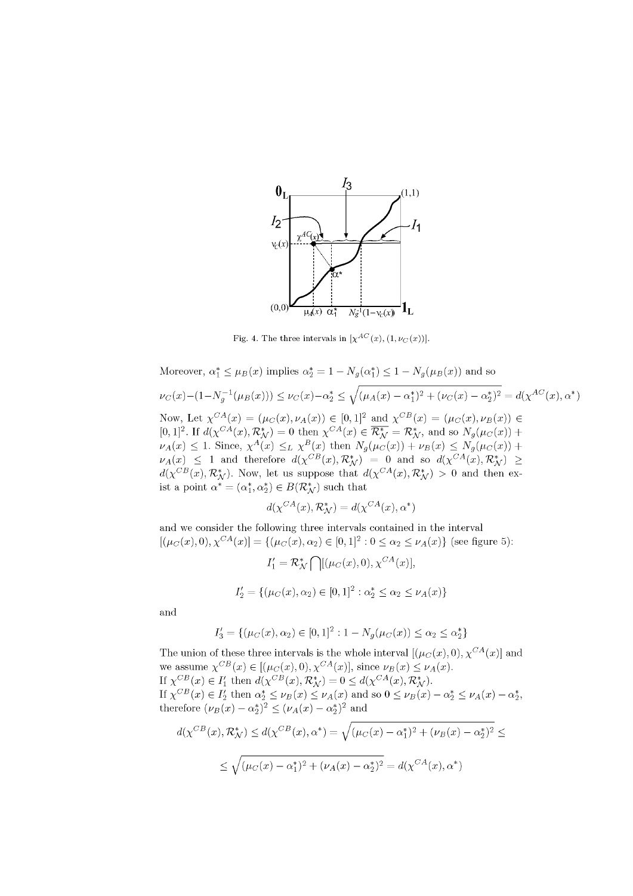Fig. 4. The three intervals in $[\chi^{AC}(x), (1, \nu_C(x))]$.

Moreover, $\alpha_1^* \leq \mu_B(x)$ implies $\alpha_2^* = 1 - N_g(\alpha_1^*) \leq 1 - N_g(\mu_B(x))$ and so

$$\nu_C(x) - (1 - N_g^{-1}(\mu_B(x))) \leq \nu_C(x) - \alpha_2^* \leq \sqrt{(\mu_A(x) - \alpha_1^*)^2 + (\nu_C(x) - \alpha_2^*)^2} = d(\chi^{AC}(x), \alpha^*)$$

Now, Let $\chi^{CA}(x) = (\mu_C(x), \nu_A(x)) \in [0,1]^2$ and $\chi^{CB}(x) = (\mu_C(x), \nu_B(x)) \in [0,1]^2$. If $d(\chi^{CA}(x), \mathcal{R}_{\mathcal{N}}^*) = 0$ then $\chi^{CA}(x) \in \overline{\mathcal{R}_{\mathcal{N}}^*} = \mathcal{R}_{\mathcal{N}}^*$, and so $N_g(\mu_C(x)) + \nu_A(x) \leq 1$. Since, $\chi^A(x) \leq_L \chi^B(x)$ then $N_g(\mu_C(x)) + \nu_B(x) \leq N_g(\mu_C(x)) + \nu_A(x) \leq 1$ and therefore $d(\chi^{CB}(x), \mathcal{R}_{\mathcal{N}}^*) = 0$ and so $d(\chi^{CA}(x), \mathcal{R}_{\mathcal{N}}^*) \geq d(\chi^{CB}(x), \mathcal{R}_{\mathcal{N}}^*)$. Now, let us suppose that $d(\chi^{CA}(x), \mathcal{R}_{\mathcal{N}}^*) > 0$ and then exist a point $\alpha^* = (\alpha_1^*, \alpha_2^*) \in B(\mathcal{R}_{\mathcal{N}}^*)$ such that

$$d(\chi^{CA}(x), \mathcal{R}_{\mathcal{N}}^*) = d(\chi^{CA}(x), \alpha^*)$$

and we consider the following three intervals contained in the interval $[(\mu_C(x), 0), \chi^{CA}(x)] = \{(\mu_C(x), \alpha_2) \in [0,1]^2 : 0 \leq \alpha_2 \leq \nu_A(x)\}$ (see figure 5):

$$I_1' = \mathcal{R}_{\mathcal{N}}^* \bigcap [(\mu_C(x), 0), \chi^{CA}(x)],$$

$$I_2' = \{(\mu_C(x), \alpha_2) \in [0,1]^2 : \alpha_2^* \leq \alpha_2 \leq \nu_A(x)\}$$

and

$$I_3' = \{(\mu_C(x), \alpha_2) \in [0,1]^2 : 1 - N_g(\mu_C(x)) \leq \alpha_2 \leq \alpha_2^*\}$$

The union of these three intervals is the whole interval $[(\mu_C(x), 0), \chi^{CA}(x)]$ and we assume $\chi^{CB}(x) \in [(\mu_C(x), 0), \chi^{CA}(x)]$, since $\nu_B(x) \leq \nu_A(x)$.
If $\chi^{CB}(x) \in I_1'$ then $d(\chi^{CB}(x), \mathcal{R}_{\mathcal{N}}^*) = 0 \leq d(\chi^{CA}(x), \mathcal{R}_{\mathcal{N}}^*)$.
If $\chi^{CB}(x) \in I_2'$ then $\alpha_2^* \leq \nu_B(x) \leq \nu_A(x)$ and so $0 \leq \nu_B(x) - \alpha_2^* \leq \nu_A(x) - \alpha_2^*$, therefore $(\nu_B(x) - \alpha_2^*)^2 \leq (\nu_A(x) - \alpha_2^*)^2$ and

$$d(\chi^{CB}(x), \mathcal{R}_{\mathcal{N}}^*) \leq d(\chi^{CB}(x), \alpha^*) = \sqrt{(\mu_C(x) - \alpha_1^*)^2 + (\nu_B(x) - \alpha_2^*)^2} \leq$$

$$\leq \sqrt{(\mu_C(x) - \alpha_1^*)^2 + (\nu_A(x) - \alpha_2^*)^2} = d(\chi^{CA}(x), \alpha^*)$$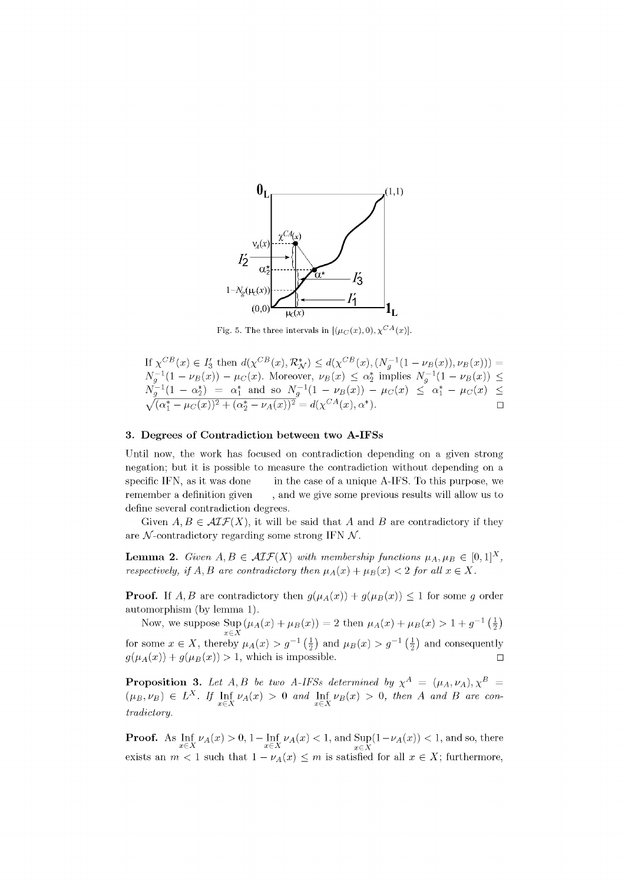Fig. 5. The three intervals in $[(\mu_C(x), 0), \chi^{CA}(x)]$.

If $\chi^{CB}(x) \in I_3'$ then $d(\chi^{CB}(x), \mathcal{R}^*_{\mathcal{N}}) \leq d(\chi^{CB}(x), (N_g^{-1}(1-\nu_B(x)), \nu_B(x))) = N_g^{-1}(1-\nu_B(x)) - \mu_C(x)$. Moreover, $\nu_B(x) \leq \alpha_2^*$ implies $N_g^{-1}(1-\nu_B(x)) \leq N_g^{-1}(1-\alpha_2^*) = \alpha_1^*$ and so $N_g^{-1}(1-\nu_B(x)) - \mu_C(x) \leq \alpha_1^* - \mu_C(x) \leq \sqrt{(\alpha_1^* - \mu_C(x))^2 + (\alpha_2^* - \nu_A(x))^2} = d(\chi^{CA}(x), \alpha^*)$. □

## 3. Degrees of Contradiction between two A-IFSs

Until now, the work has focused on contradiction depending on a given strong negation; but it is possible to measure the contradiction without depending on a specific IFN, as it was done in the case of a unique A-IFS. To this purpose, we remember a definition given , and we give some previous results will allow us to define several contradiction degrees.

Given $A, B \in \mathcal{AIF}(X)$, it will be said that $A$ and $B$ are contradictory if they are $\mathcal{N}$-contradictory regarding some strong IFN $\mathcal{N}$.

**Lemma 2.** *Given $A, B \in \mathcal{AIF}(X)$ with membership functions $\mu_A, \mu_B \in [0,1]^X$, respectively, if $A, B$ are contradictory then $\mu_A(x) + \mu_B(x) < 2$ for all $x \in X$.*

**Proof.** If $A, B$ are contradictory then $g(\mu_A(x)) + g(\mu_B(x)) \leq 1$ for some $g$ order automorphism (by lemma 1).

Now, we suppose $\operatorname*{Sup}_{x\in X}(\mu_A(x) + \mu_B(x)) = 2$ then $\mu_A(x) + \mu_B(x) > 1 + g^{-1}\left(\frac{1}{2}\right)$ for some $x \in X$, thereby $\mu_A(x) > g^{-1}\left(\frac{1}{2}\right)$ and $\mu_B(x) > g^{-1}\left(\frac{1}{2}\right)$ and consequently $g(\mu_A(x)) + g(\mu_B(x)) > 1$, which is impossible. □

**Proposition 3.** *Let $A, B$ be two A-IFSs determined by $\chi^A = (\mu_A, \nu_A), \chi^B = (\mu_B, \nu_B) \in L^X$. If $\operatorname*{Inf}_{x\in X} \nu_A(x) > 0$ and $\operatorname*{Inf}_{x\in X} \nu_B(x) > 0$, then $A$ and $B$ are contradictory.*

**Proof.** As $\operatorname*{Inf}_{x\in X} \nu_A(x) > 0$, $1 - \operatorname*{Inf}_{x\in X} \nu_A(x) < 1$, and $\operatorname*{Sup}_{x\in X}(1-\nu_A(x)) < 1$, and so, there exists an $m < 1$ such that $1 - \nu_A(x) \leq m$ is satisfied for all $x \in X$; furthermore,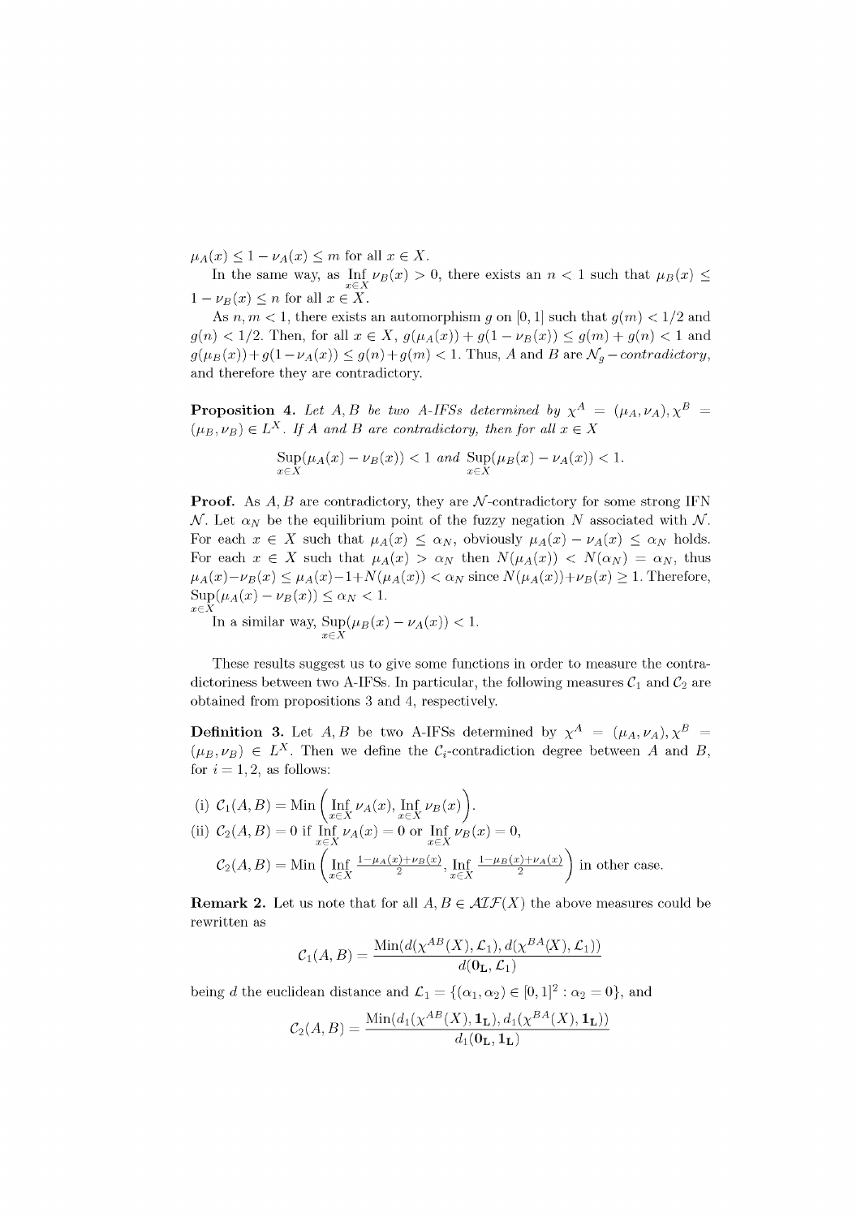$\mu_A(x) \leq 1 - \nu_A(x) \leq m$ for all $x \in X$.

In the same way, as $\underset{x\in X}{\text{Inf}}\ \nu_B(x) > 0$, there exists an $n < 1$ such that $\mu_B(x) \leq 1 - \nu_B(x) \leq n$ for all $x \in X$.

As $n, m < 1$, there exists an automorphism $g$ on $[0,1]$ such that $g(m) < 1/2$ and $g(n) < 1/2$. Then, for all $x \in X$, $g(\mu_A(x)) + g(1 - \nu_B(x)) \leq g(m) + g(n) < 1$ and $g(\mu_B(x)) + g(1 - \nu_A(x)) \leq g(n) + g(m) < 1$. Thus, $A$ and $B$ are $\mathcal{N}_g - contradictory$, and therefore they are contradictory.

**Proposition 4.** *Let $A, B$ be two A-IFSs determined by $\chi^A = (\mu_A, \nu_A), \chi^B = (\mu_B, \nu_B) \in L^X$. If $A$ and $B$ are contradictory, then for all $x \in X$*

$$\underset{x\in X}{\text{Sup}}(\mu_A(x) - \nu_B(x)) < 1 \text{ and } \underset{x\in X}{\text{Sup}}(\mu_B(x) - \nu_A(x)) < 1.$$

**Proof.** As $A, B$ are contradictory, they are $\mathcal{N}$-contradictory for some strong IFN $\mathcal{N}$. Let $\alpha_N$ be the equilibrium point of the fuzzy negation $N$ associated with $\mathcal{N}$. For each $x \in X$ such that $\mu_A(x) \leq \alpha_N$, obviously $\mu_A(x) - \nu_A(x) \leq \alpha_N$ holds. For each $x \in X$ such that $\mu_A(x) > \alpha_N$ then $N(\mu_A(x)) < N(\alpha_N) = \alpha_N$, thus $\mu_A(x) - \nu_B(x) \leq \mu_A(x) - 1 + N(\mu_A(x)) < \alpha_N$ since $N(\mu_A(x)) + \nu_B(x) \geq 1$. Therefore, $\underset{x\in X}{\text{Sup}}(\mu_A(x) - \nu_B(x)) \leq \alpha_N < 1$.

In a similar way, $\underset{x\in X}{\text{Sup}}(\mu_B(x) - \nu_A(x)) < 1$.

These results suggest us to give some functions in order to measure the contradictoriness between two A-IFSs. In particular, the following measures $\mathcal{C}_1$ and $\mathcal{C}_2$ are obtained from propositions 3 and 4, respectively.

**Definition 3.** Let $A, B$ be two A-IFSs determined by $\chi^A = (\mu_A, \nu_A), \chi^B = (\mu_B, \nu_B) \in L^X$. Then we define the $\mathcal{C}_i$-contradiction degree between $A$ and $B$, for $i = 1, 2$, as follows:

(i) $\mathcal{C}_1(A, B) = \text{Min}\left(\underset{x\in X}{\text{Inf}}\ \nu_A(x), \underset{x\in X}{\text{Inf}}\ \nu_B(x)\right)$.

(ii) $\mathcal{C}_2(A, B) = 0$ if $\underset{x\in X}{\text{Inf}}\ \nu_A(x) = 0$ or $\underset{x\in X}{\text{Inf}}\ \nu_B(x) = 0$,

$\mathcal{C}_2(A, B) = \text{Min}\left(\underset{x\in X}{\text{Inf}}\ \frac{1-\mu_A(x)+\nu_B(x)}{2}, \underset{x\in X}{\text{Inf}}\ \frac{1-\mu_B(x)+\nu_A(x)}{2}\right)$ in other case.

**Remark 2.** Let us note that for all $A, B \in \mathcal{AIF}(X)$ the above measures could be rewritten as

$$\mathcal{C}_1(A, B) = \frac{\text{Min}(d(\chi^{AB}(X), \mathcal{L}_1), d(\chi^{BA}(X), \mathcal{L}_1))}{d(\mathbf{0_L}, \mathcal{L}_1)}$$

being $d$ the euclidean distance and $\mathcal{L}_1 = \{(\alpha_1, \alpha_2) \in [0,1]^2 : \alpha_2 = 0\}$, and

$$\mathcal{C}_2(A, B) = \frac{\text{Min}(d_1(\chi^{AB}(X), \mathbf{1_L}), d_1(\chi^{BA}(X), \mathbf{1_L}))}{d_1(\mathbf{0_L}, \mathbf{1_L})}$$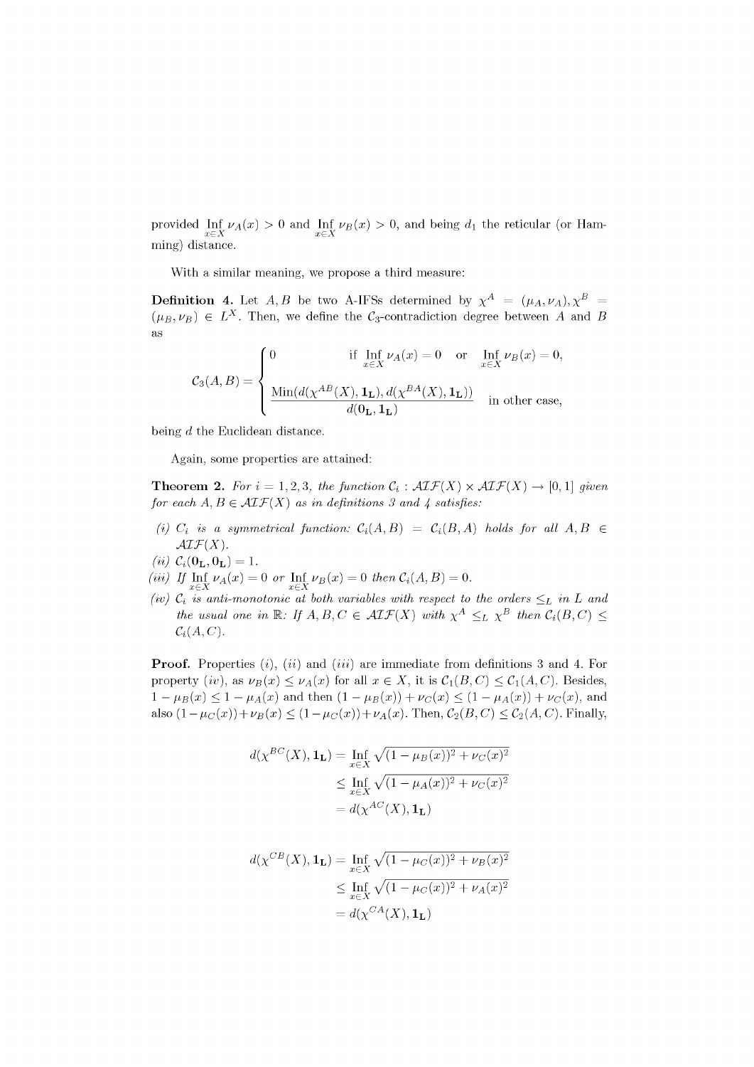provided $\operatorname{Inf}_{x \in X} \nu_A(x) > 0$ and $\operatorname{Inf}_{x \in X} \nu_B(x) > 0$, and being $d_1$ the reticular (or Hamming) distance.

With a similar meaning, we propose a third measure:

**Definition 4.** Let $A, B$ be two A-IFSs determined by $\chi^A = (\mu_A, \nu_A), \chi^B = (\mu_B, \nu_B) \in L^X$. Then, we define the $\mathcal{C}_3$-contradiction degree between $A$ and $B$ as

$$
\mathcal{C}_3(A,B) = \begin{cases} 0 & \text{if } \operatorname{Inf}_{x \in X} \nu_A(x) = 0 \quad \text{or} \quad \operatorname{Inf}_{x \in X} \nu_B(x) = 0, \\ \dfrac{\operatorname{Min}(d(\chi^{AB}(X), \mathbf{1_L}), d(\chi^{BA}(X), \mathbf{1_L}))}{d(\mathbf{0_L}, \mathbf{1_L})} & \text{in other case,} \end{cases}
$$

being $d$ the Euclidean distance.

Again, some properties are attained:

**Theorem 2.** *For $i = 1, 2, 3$, the function $\mathcal{C}_i : \mathcal{AIF}(X) \times \mathcal{AIF}(X) \to [0, 1]$ given for each $A, B \in \mathcal{AIF}(X)$ as in definitions 3 and 4 satisfies:*

*(i) $\mathcal{C}_i$ is a symmetrical function: $\mathcal{C}_i(A, B) = \mathcal{C}_i(B, A)$ holds for all $A, B \in \mathcal{AIF}(X)$.*

*(ii) $\mathcal{C}_i(\mathbf{0_L}, \mathbf{0_L}) = 1$.*

*(iii) If $\operatorname{Inf}_{x \in X} \nu_A(x) = 0$ or $\operatorname{Inf}_{x \in X} \nu_B(x) = 0$ then $\mathcal{C}_i(A, B) = 0$.*

*(iv) $\mathcal{C}_i$ is anti-monotonic at both variables with respect to the orders $\leq_L$ in $L$ and the usual one in $\mathbb{R}$: If $A, B, C \in \mathcal{AIF}(X)$ with $\chi^A \leq_L \chi^B$ then $\mathcal{C}_i(B, C) \leq \mathcal{C}_i(A, C)$.*

**Proof.** Properties $(i)$, $(ii)$ and $(iii)$ are immediate from definitions 3 and 4. For property $(iv)$, as $\nu_B(x) \leq \nu_A(x)$ for all $x \in X$, it is $\mathcal{C}_1(B, C) \leq \mathcal{C}_1(A, C)$. Besides, $1 - \mu_B(x) \leq 1 - \mu_A(x)$ and then $(1 - \mu_B(x)) + \nu_C(x) \leq (1 - \mu_A(x)) + \nu_C(x)$, and also $(1 - \mu_C(x)) + \nu_B(x) \leq (1 - \mu_C(x)) + \nu_A(x)$. Then, $\mathcal{C}_2(B, C) \leq \mathcal{C}_2(A, C)$. Finally,

$$
\begin{aligned}
d(\chi^{BC}(X), \mathbf{1_L}) &= \operatorname{Inf}_{x \in X} \sqrt{(1 - \mu_B(x))^2 + \nu_C(x)^2} \\
&\leq \operatorname{Inf}_{x \in X} \sqrt{(1 - \mu_A(x))^2 + \nu_C(x)^2} \\
&= d(\chi^{AC}(X), \mathbf{1_L})
\end{aligned}
$$

$$
\begin{aligned}
d(\chi^{CB}(X), \mathbf{1_L}) &= \operatorname{Inf}_{x \in X} \sqrt{(1 - \mu_C(x))^2 + \nu_B(x)^2} \\
&\leq \operatorname{Inf}_{x \in X} \sqrt{(1 - \mu_C(x))^2 + \nu_A(x)^2} \\
&= d(\chi^{CA}(X), \mathbf{1_L})
\end{aligned}
$$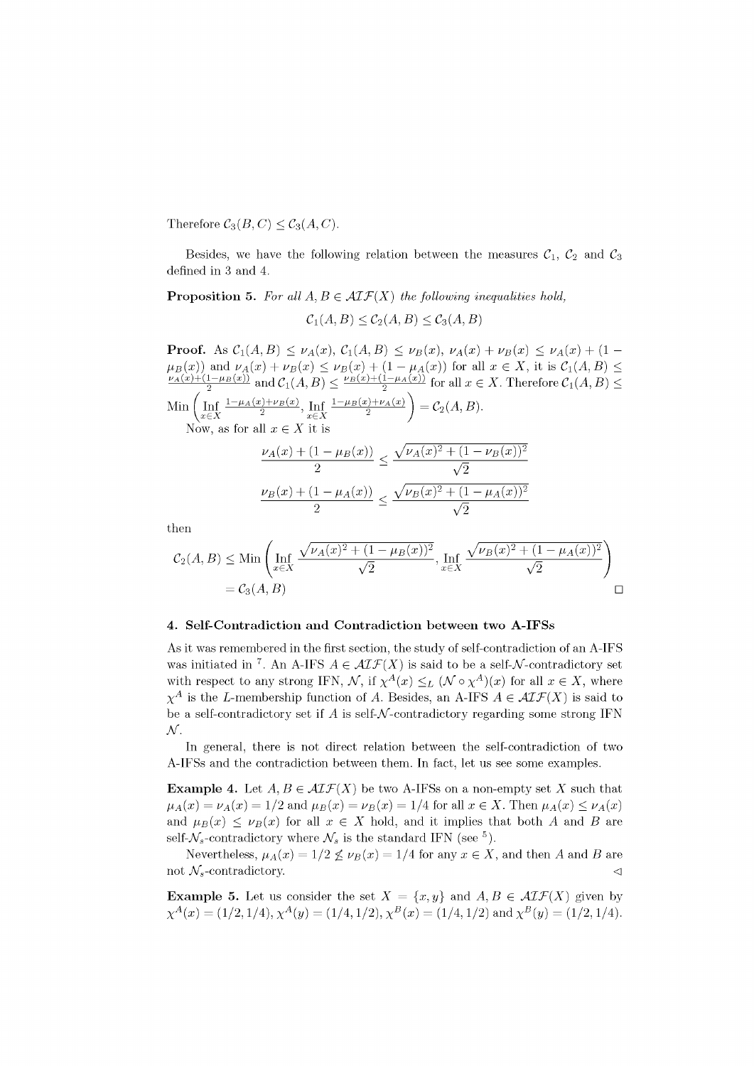Therefore $\mathcal{C}_3(B,C) \leq \mathcal{C}_3(A,C)$.

Besides, we have the following relation between the measures $\mathcal{C}_1$, $\mathcal{C}_2$ and $\mathcal{C}_3$ defined in 3 and 4.

**Proposition 5.** *For all $A, B \in \mathcal{AIF}(X)$ the following inequalities hold,*

$$\mathcal{C}_1(A,B) \leq \mathcal{C}_2(A,B) \leq \mathcal{C}_3(A,B)$$

**Proof.** As $\mathcal{C}_1(A,B) \leq \nu_A(x)$, $\mathcal{C}_1(A,B) \leq \nu_B(x)$, $\nu_A(x) + \nu_B(x) \leq \nu_A(x) + (1 - \mu_B(x))$ and $\nu_A(x) + \nu_B(x) \leq \nu_B(x) + (1 - \mu_A(x))$ for all $x \in X$, it is $\mathcal{C}_1(A,B) \leq \frac{\nu_A(x)+(1-\mu_B(x))}{2}$ and $\mathcal{C}_1(A,B) \leq \frac{\nu_B(x)+(1-\mu_A(x))}{2}$ for all $x \in X$. Therefore $\mathcal{C}_1(A,B) \leq \text{Min}\left(\underset{x\in X}{\text{Inf}} \frac{1-\mu_A(x)+\nu_B(x)}{2}, \underset{x\in X}{\text{Inf}} \frac{1-\mu_B(x)+\nu_A(x)}{2}\right) = \mathcal{C}_2(A,B)$.

Now, as for all $x \in X$ it is

$$\frac{\nu_A(x) + (1 - \mu_B(x))}{2} \leq \frac{\sqrt{\nu_A(x)^2 + (1 - \nu_B(x))^2}}{\sqrt{2}}$$

$$\frac{\nu_B(x) + (1 - \mu_A(x))}{2} \leq \frac{\sqrt{\nu_B(x)^2 + (1 - \mu_A(x))^2}}{\sqrt{2}}$$

then

$$\begin{aligned}
\mathcal{C}_2(A,B) &\leq \text{Min}\left(\underset{x\in X}{\text{Inf}} \frac{\sqrt{\nu_A(x)^2 + (1 - \mu_B(x))^2}}{\sqrt{2}}, \underset{x\in X}{\text{Inf}} \frac{\sqrt{\nu_B(x)^2 + (1 - \mu_A(x))^2}}{\sqrt{2}}\right) \\
&= \mathcal{C}_3(A,B)
\end{aligned}$$

□

## 4. Self-Contradiction and Contradiction between two A-IFSs

As it was remembered in the first section, the study of self-contradiction of an A-IFS was initiated in [7]. An A-IFS $A \in \mathcal{AIF}(X)$ is said to be a self-$\mathcal{N}$-contradictory set with respect to any strong IFN, $\mathcal{N}$, if $\chi^A(x) \leq_L (\mathcal{N} \circ \chi^A)(x)$ for all $x \in X$, where $\chi^A$ is the $L$-membership function of $A$. Besides, an A-IFS $A \in \mathcal{AIF}(X)$ is said to be a self-contradictory set if $A$ is self-$\mathcal{N}$-contradictory regarding some strong IFN $\mathcal{N}$.

In general, there is not direct relation between the self-contradiction of two A-IFSs and the contradiction between them. In fact, let us see some examples.

**Example 4.** Let $A, B \in \mathcal{AIF}(X)$ be two A-IFSs on a non-empty set $X$ such that $\mu_A(x) = \nu_A(x) = 1/2$ and $\mu_B(x) = \nu_B(x) = 1/4$ for all $x \in X$. Then $\mu_A(x) \leq \nu_A(x)$ and $\mu_B(x) \leq \nu_B(x)$ for all $x \in X$ hold, and it implies that both $A$ and $B$ are self-$\mathcal{N}_s$-contradictory where $\mathcal{N}_s$ is the standard IFN (see [5]).

Nevertheless, $\mu_A(x) = 1/2 \not\leq \nu_B(x) = 1/4$ for any $x \in X$, and then $A$ and $B$ are not $\mathcal{N}_s$-contradictory. ◁

**Example 5.** Let us consider the set $X = \{x, y\}$ and $A, B \in \mathcal{AIF}(X)$ given by $\chi^A(x) = (1/2, 1/4)$, $\chi^A(y) = (1/4, 1/2)$, $\chi^B(x) = (1/4, 1/2)$ and $\chi^B(y) = (1/2, 1/4)$.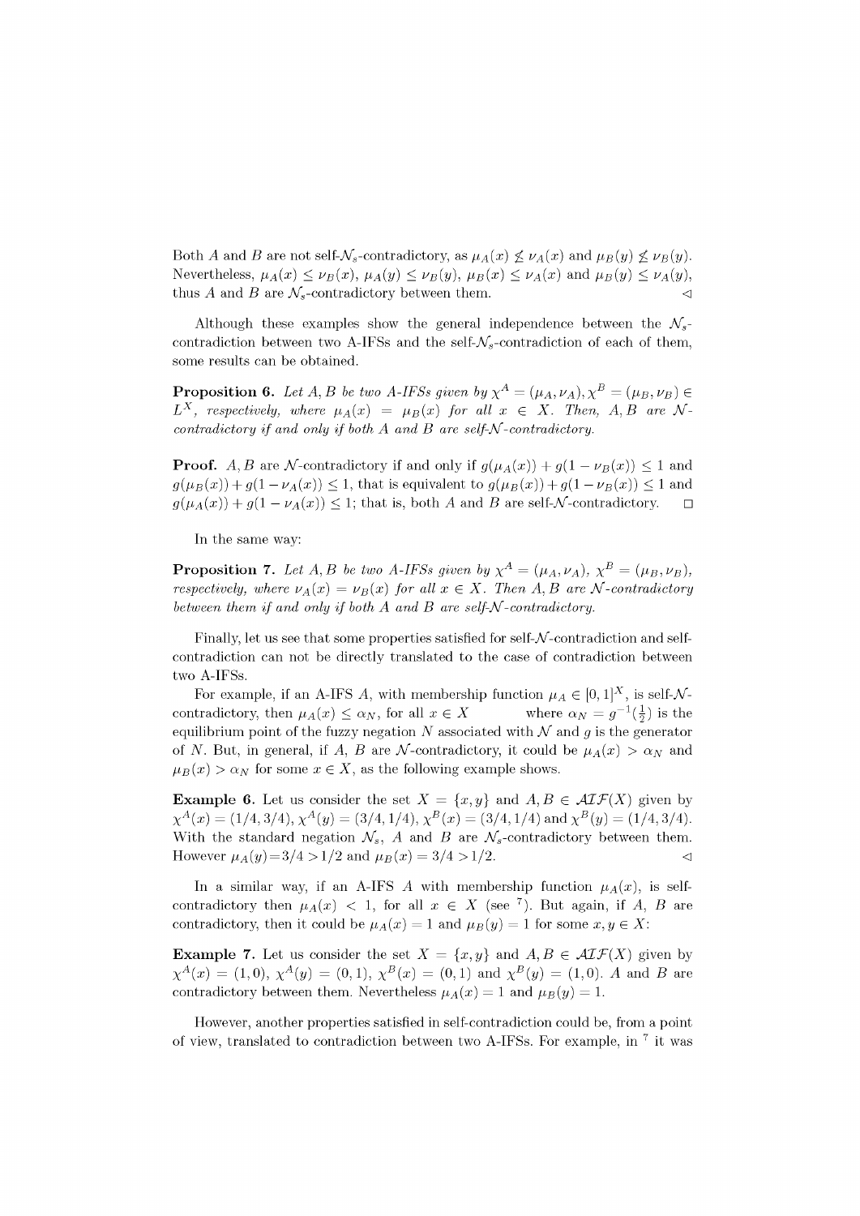Both $A$ and $B$ are not self-$\mathcal{N}_s$-contradictory, as $\mu_A(x) \not\leq \nu_A(x)$ and $\mu_B(y) \not\leq \nu_B(y)$. Nevertheless, $\mu_A(x) \leq \nu_B(x)$, $\mu_A(y) \leq \nu_B(y)$, $\mu_B(x) \leq \nu_A(x)$ and $\mu_B(y) \leq \nu_A(y)$, thus $A$ and $B$ are $\mathcal{N}_s$-contradictory between them. ◁

Although these examples show the general independence between the $\mathcal{N}_s$-contradiction between two A-IFSs and the self-$\mathcal{N}_s$-contradiction of each of them, some results can be obtained.

**Proposition 6.** *Let $A, B$ be two A-IFSs given by $\chi^A = (\mu_A, \nu_A), \chi^B = (\mu_B, \nu_B) \in L^X$, respectively, where $\mu_A(x) = \mu_B(x)$ for all $x \in X$. Then, $A, B$ are $\mathcal{N}$-contradictory if and only if both $A$ and $B$ are self-$\mathcal{N}$-contradictory.*

**Proof.** $A, B$ are $\mathcal{N}$-contradictory if and only if $g(\mu_A(x)) + g(1 - \nu_B(x)) \leq 1$ and $g(\mu_B(x)) + g(1 - \nu_A(x)) \leq 1$, that is equivalent to $g(\mu_B(x)) + g(1 - \nu_B(x)) \leq 1$ and $g(\mu_A(x)) + g(1 - \nu_A(x)) \leq 1$; that is, both $A$ and $B$ are self-$\mathcal{N}$-contradictory. □

In the same way:

**Proposition 7.** *Let $A, B$ be two A-IFSs given by $\chi^A = (\mu_A, \nu_A)$, $\chi^B = (\mu_B, \nu_B)$, respectively, where $\nu_A(x) = \nu_B(x)$ for all $x \in X$. Then $A, B$ are $\mathcal{N}$-contradictory between them if and only if both $A$ and $B$ are self-$\mathcal{N}$-contradictory.*

Finally, let us see that some properties satisfied for self-$\mathcal{N}$-contradiction and self-contradiction can not be directly translated to the case of contradiction between two A-IFSs.

For example, if an A-IFS $A$, with membership function $\mu_A \in [0, 1]^X$, is self-$\mathcal{N}$-contradictory, then $\mu_A(x) \leq \alpha_N$, for all $x \in X$ where $\alpha_N = g^{-1}(\frac{1}{2})$ is the equilibrium point of the fuzzy negation $N$ associated with $\mathcal{N}$ and $g$ is the generator of $N$. But, in general, if $A$, $B$ are $\mathcal{N}$-contradictory, it could be $\mu_A(x) > \alpha_N$ and $\mu_B(x) > \alpha_N$ for some $x \in X$, as the following example shows.

**Example 6.** Let us consider the set $X = \{x, y\}$ and $A, B \in \mathcal{AIF}(X)$ given by $\chi^A(x) = (1/4, 3/4)$, $\chi^A(y) = (3/4, 1/4)$, $\chi^B(x) = (3/4, 1/4)$ and $\chi^B(y) = (1/4, 3/4)$. With the standard negation $\mathcal{N}_s$, $A$ and $B$ are $\mathcal{N}_s$-contradictory between them. However $\mu_A(y) = 3/4 > 1/2$ and $\mu_B(x) = 3/4 > 1/2$. ◁

In a similar way, if an A-IFS $A$ with membership function $\mu_A(x)$, is self-contradictory then $\mu_A(x) < 1$, for all $x \in X$ (see [7]). But again, if $A$, $B$ are contradictory, then it could be $\mu_A(x) = 1$ and $\mu_B(y) = 1$ for some $x, y \in X$:

**Example 7.** Let us consider the set $X = \{x, y\}$ and $A, B \in \mathcal{AIF}(X)$ given by $\chi^A(x) = (1, 0)$, $\chi^A(y) = (0, 1)$, $\chi^B(x) = (0, 1)$ and $\chi^B(y) = (1, 0)$. $A$ and $B$ are contradictory between them. Nevertheless $\mu_A(x) = 1$ and $\mu_B(y) = 1$.

However, another properties satisfied in self-contradiction could be, from a point of view, translated to contradiction between two A-IFSs. For example, in [7] it was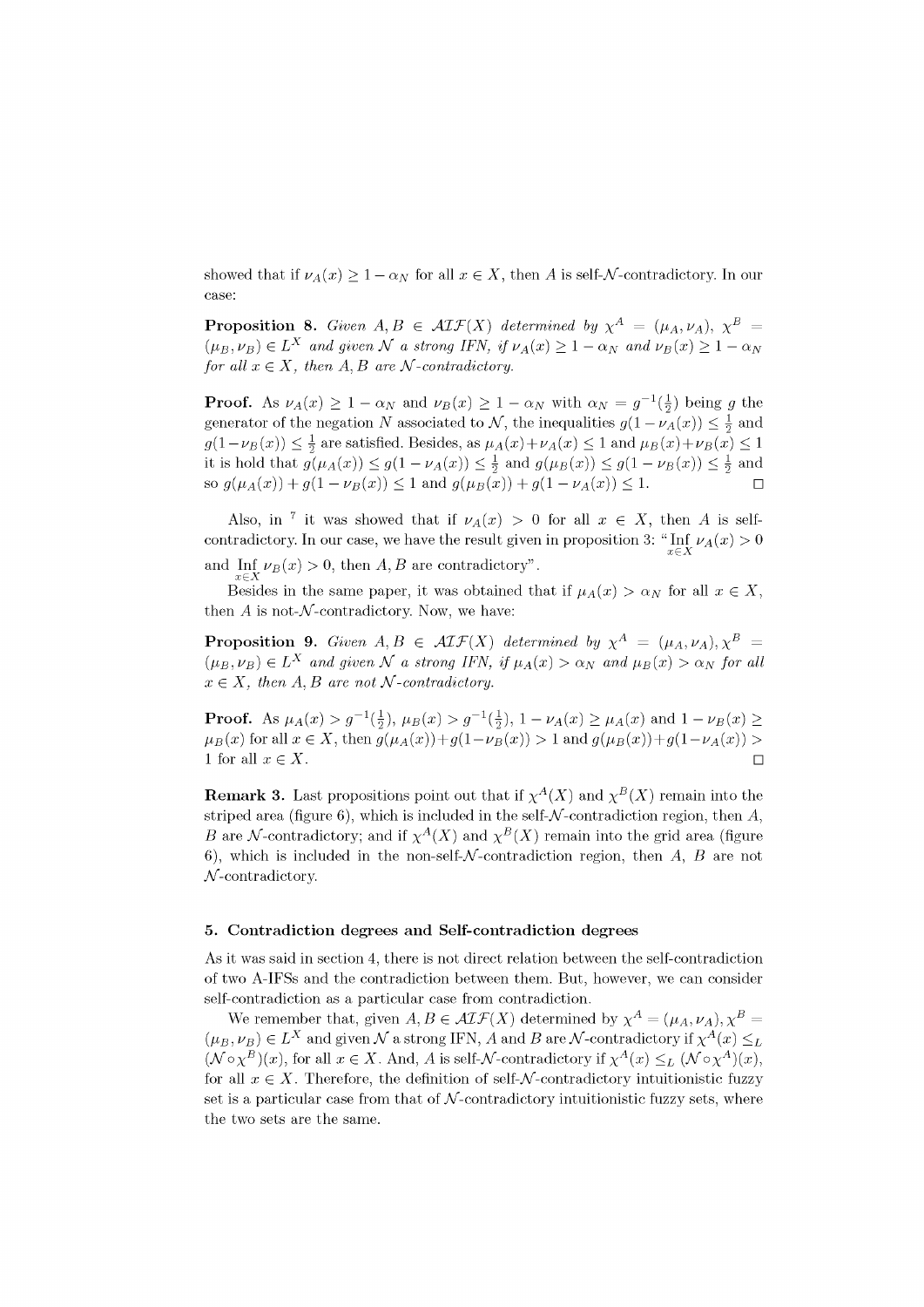showed that if $\nu_A(x) \geq 1 - \alpha_N$ for all $x \in X$, then $A$ is self-$\mathcal{N}$-contradictory. In our case:

**Proposition 8.** *Given $A, B \in \mathcal{AIF}(X)$ determined by $\chi^A = (\mu_A, \nu_A)$, $\chi^B = (\mu_B, \nu_B) \in L^X$ and given $\mathcal{N}$ a strong IFN, if $\nu_A(x) \geq 1 - \alpha_N$ and $\nu_B(x) \geq 1 - \alpha_N$ for all $x \in X$, then $A, B$ are $\mathcal{N}$-contradictory.*

**Proof.** As $\nu_A(x) \geq 1 - \alpha_N$ and $\nu_B(x) \geq 1 - \alpha_N$ with $\alpha_N = g^{-1}(\frac{1}{2})$ being $g$ the generator of the negation $N$ associated to $\mathcal{N}$, the inequalities $g(1 - \nu_A(x)) \leq \frac{1}{2}$ and $g(1 - \nu_B(x)) \leq \frac{1}{2}$ are satisfied. Besides, as $\mu_A(x) + \nu_A(x) \leq 1$ and $\mu_B(x) + \nu_B(x) \leq 1$ it is hold that $g(\mu_A(x)) \leq g(1 - \nu_A(x)) \leq \frac{1}{2}$ and $g(\mu_B(x)) \leq g(1 - \nu_B(x)) \leq \frac{1}{2}$ and so $g(\mu_A(x)) + g(1 - \nu_B(x)) \leq 1$ and $g(\mu_B(x)) + g(1 - \nu_A(x)) \leq 1$. □

Also, in [7] it was showed that if $\nu_A(x) > 0$ for all $x \in X$, then $A$ is self-contradictory. In our case, we have the result given in proposition 3: "$\operatorname{Inf}_{x \in X} \nu_A(x) > 0$ and $\operatorname{Inf}_{x \in X} \nu_B(x) > 0$, then $A, B$ are contradictory".

Besides in the same paper, it was obtained that if $\mu_A(x) > \alpha_N$ for all $x \in X$, then $A$ is not-$\mathcal{N}$-contradictory. Now, we have:

**Proposition 9.** *Given $A, B \in \mathcal{AIF}(X)$ determined by $\chi^A = (\mu_A, \nu_A), \chi^B = (\mu_B, \nu_B) \in L^X$ and given $\mathcal{N}$ a strong IFN, if $\mu_A(x) > \alpha_N$ and $\mu_B(x) > \alpha_N$ for all $x \in X$, then $A, B$ are not $\mathcal{N}$-contradictory.*

**Proof.** As $\mu_A(x) > g^{-1}(\frac{1}{2})$, $\mu_B(x) > g^{-1}(\frac{1}{2})$, $1 - \nu_A(x) \geq \mu_A(x)$ and $1 - \nu_B(x) \geq \mu_B(x)$ for all $x \in X$, then $g(\mu_A(x)) + g(1 - \nu_B(x)) > 1$ and $g(\mu_B(x)) + g(1 - \nu_A(x)) > 1$ for all $x \in X$. □

**Remark 3.** Last propositions point out that if $\chi^A(X)$ and $\chi^B(X)$ remain into the striped area (figure 6), which is included in the self-$\mathcal{N}$-contradiction region, then $A$, $B$ are $\mathcal{N}$-contradictory; and if $\chi^A(X)$ and $\chi^B(X)$ remain into the grid area (figure 6), which is included in the non-self-$\mathcal{N}$-contradiction region, then $A$, $B$ are not $\mathcal{N}$-contradictory.

## 5. Contradiction degrees and Self-contradiction degrees

As it was said in section 4, there is not direct relation between the self-contradiction of two A-IFSs and the contradiction between them. But, however, we can consider self-contradiction as a particular case from contradiction.

We remember that, given $A, B \in \mathcal{AIF}(X)$ determined by $\chi^A = (\mu_A, \nu_A), \chi^B = (\mu_B, \nu_B) \in L^X$ and given $\mathcal{N}$ a strong IFN, $A$ and $B$ are $\mathcal{N}$-contradictory if $\chi^A(x) \leq_L (\mathcal{N} \circ \chi^B)(x)$, for all $x \in X$. And, $A$ is self-$\mathcal{N}$-contradictory if $\chi^A(x) \leq_L (\mathcal{N} \circ \chi^A)(x)$, for all $x \in X$. Therefore, the definition of self-$\mathcal{N}$-contradictory intuitionistic fuzzy set is a particular case from that of $\mathcal{N}$-contradictory intuitionistic fuzzy sets, where the two sets are the same.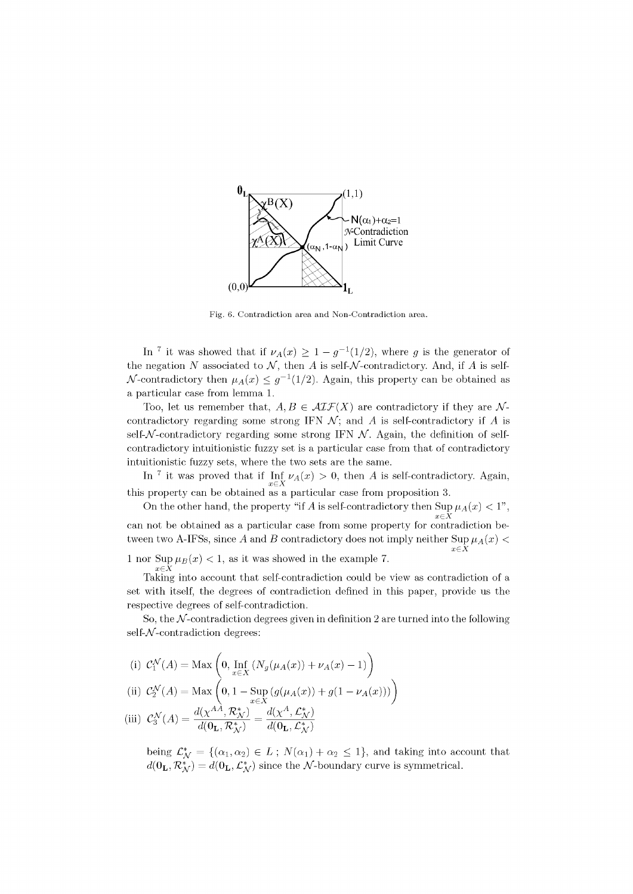Fig. 6. Contraction area and Non-Contradiction area.

In [7] it was showed that if $\nu_A(x) \geq 1 - g^{-1}(1/2)$, where $g$ is the generator of the negation $N$ associated to $\mathcal{N}$, then $A$ is self-$\mathcal{N}$-contradictory. And, if $A$ is self-$\mathcal{N}$-contradictory then $\mu_A(x) \leq g^{-1}(1/2)$. Again, this property can be obtained as a particular case from lemma 1.

Too, let us remember that, $A, B \in \mathcal{AIF}(X)$ are contradictory if they are $\mathcal{N}$-contradictory regarding some strong IFN $\mathcal{N}$; and $A$ is self-contradictory if $A$ is self-$\mathcal{N}$-contradictory regarding some strong IFN $\mathcal{N}$. Again, the definition of self-contradictory intuitionistic fuzzy set is a particular case from that of contradictory intuitionistic fuzzy sets, where the two sets are the same.

In [7] it was proved that if $\underset{x \in X}{\text{Inf}}\, \nu_A(x) > 0$, then $A$ is self-contradictory. Again, this property can be obtained as a particular case from proposition 3.

On the other hand, the property "if $A$ is self-contradictory then $\underset{x \in X}{\text{Sup}}\, \mu_A(x) < 1$", can not be obtained as a particular case from some property for contradiction between two A-IFSs, since $A$ and $B$ contradictory does not imply neither $\underset{x \in X}{\text{Sup}}\, \mu_A(x) < 1$ nor $\underset{x \in X}{\text{Sup}}\, \mu_B(x) < 1$, as it was showed in the example 7.

Taking into account that self-contradiction could be view as contradiction of a set with itself, the degrees of contradiction defined in this paper, provide us the respective degrees of self-contradiction.

So, the $\mathcal{N}$-contradiction degrees given in definition 2 are turned into the following self-$\mathcal{N}$-contradiction degrees:

(i) $\mathcal{C}_1^{\mathcal{N}}(A) = \text{Max}\left(0, \underset{x \in X}{\text{Inf}}\, (N_g(\mu_A(x)) + \nu_A(x) - 1)\right)$

(ii) $\mathcal{C}_2^{\mathcal{N}}(A) = \text{Max}\left(0, 1 - \underset{x \in X}{\text{Sup}}\, (g(\mu_A(x)) + g(1 - \nu_A(x)))\right)$

(iii) $\mathcal{C}_3^{\mathcal{N}}(A) = \dfrac{d(\chi^{AA}, \mathcal{R}_{\mathcal{N}}^*)}{d(\mathbf{0_L}, \mathcal{R}_{\mathcal{N}}^*)} = \dfrac{d(\chi^{A}, \mathcal{L}_{\mathcal{N}}^*)}{d(\mathbf{0_L}, \mathcal{L}_{\mathcal{N}}^*)}$

being $\mathcal{L}_{\mathcal{N}}^* = \{(\alpha_1, \alpha_2) \in L \,;\, N(\alpha_1) + \alpha_2 \leq 1\}$, and taking into account that $d(\mathbf{0_L}, \mathcal{R}_{\mathcal{N}}^*) = d(\mathbf{0_L}, \mathcal{L}_{\mathcal{N}}^*)$ since the $\mathcal{N}$-boundary curve is symmetrical.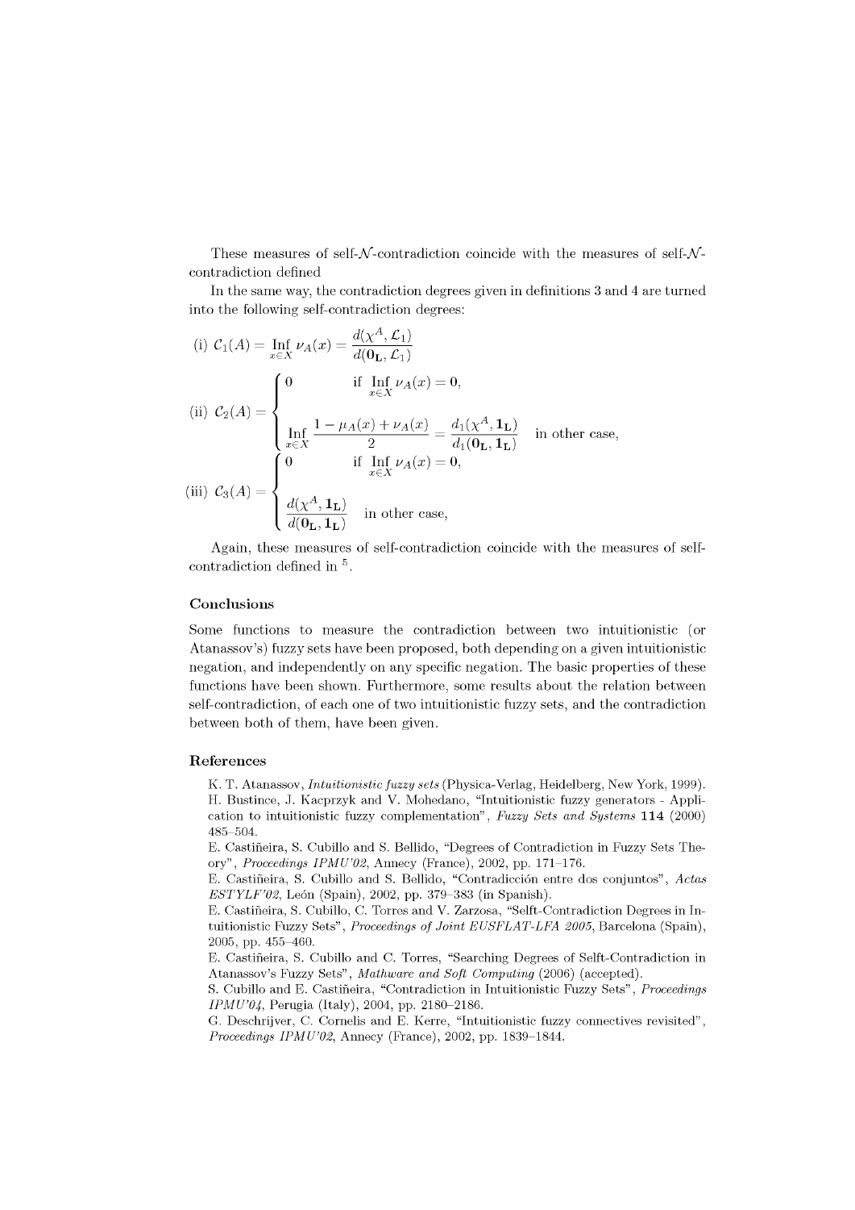These measures of self-$\mathcal{N}$-contradiction coincide with the measures of self-$\mathcal{N}$-contradiction defined

In the same way, the contradiction degrees given in definitions 3 and 4 are turned into the following self-contradiction degrees:

(i) $\mathcal{C}_1(A) = \underset{x \in X}{\text{Inf}}\, \nu_A(x) = \dfrac{d(\chi^A, \mathcal{L}_1)}{d(\mathbf{0_L}, \mathcal{L}_1)}$

(ii) $\mathcal{C}_2(A) = \begin{cases} 0 & \text{if } \underset{x \in X}{\text{Inf}}\, \nu_A(x) = 0, \\ \underset{x \in X}{\text{Inf}}\, \dfrac{1 - \mu_A(x) + \nu_A(x)}{2} = \dfrac{d_1(\chi^A, \mathbf{1_L})}{d_1(\mathbf{0_L}, \mathbf{1_L})} & \text{in other case,} \end{cases}$

(iii) $\mathcal{C}_3(A) = \begin{cases} 0 & \text{if } \underset{x \in X}{\text{Inf}}\, \nu_A(x) = 0, \\ \dfrac{d(\chi^A, \mathbf{1_L})}{d(\mathbf{0_L}, \mathbf{1_L})} & \text{in other case,} \end{cases}$

Again, these measures of self-contradiction coincide with the measures of self-contradiction defined in [5].

## Conclusions

Some functions to measure the contradiction between two intuitionistic (or Atanassov's) fuzzy sets have been proposed, both depending on a given intuitionistic negation, and independently on any specific negation. The basic properties of these functions have been shown. Furthermore, some results about the relation between self-contradiction, of each one of two intuitionistic fuzzy sets, and the contradiction between both of them, have been given.

## References

K. T. Atanassov, *Intuitionistic fuzzy sets* (Physica-Verlag, Heidelberg, New York, 1999).

H. Bustince, J. Kacprzyk and V. Mohedano, "Intuitionistic fuzzy generators - Application to intuitionistic fuzzy complementation", *Fuzzy Sets and Systems* **114** (2000) 485–504.

E. Castiñeira, S. Cubillo and S. Bellido, "Degrees of Contradiction in Fuzzy Sets Theory", *Proceedings IPMU'02*, Annecy (France), 2002, pp. 171–176.

E. Castiñeira, S. Cubillo and S. Bellido, "Contradicción entre dos conjuntos", *Actas ESTYLF'02*, León (Spain), 2002, pp. 379–383 (in Spanish).

E. Castiñeira, S. Cubillo, C. Torres and V. Zarzosa, "Selft-Contradiction Degrees in Intuitionistic Fuzzy Sets", *Proceedings of Joint EUSFLAT-LFA 2005*, Barcelona (Spain), 2005, pp. 455–460.

E. Castiñeira, S. Cubillo and C. Torres, "Searching Degrees of Selft-Contradiction in Atanassov's Fuzzy Sets", *Mathware and Soft Computing* (2006) (accepted).

S. Cubillo and E. Castiñeira, "Contradiction in Intuitionistic Fuzzy Sets", *Proceedings IPMU'04*, Perugia (Italy), 2004, pp. 2180–2186.

G. Deschrijver, C. Cornelis and E. Kerre, "Intuitionistic fuzzy connectives revisited", *Proceedings IPMU'02*, Annecy (France), 2002, pp. 1839–1844.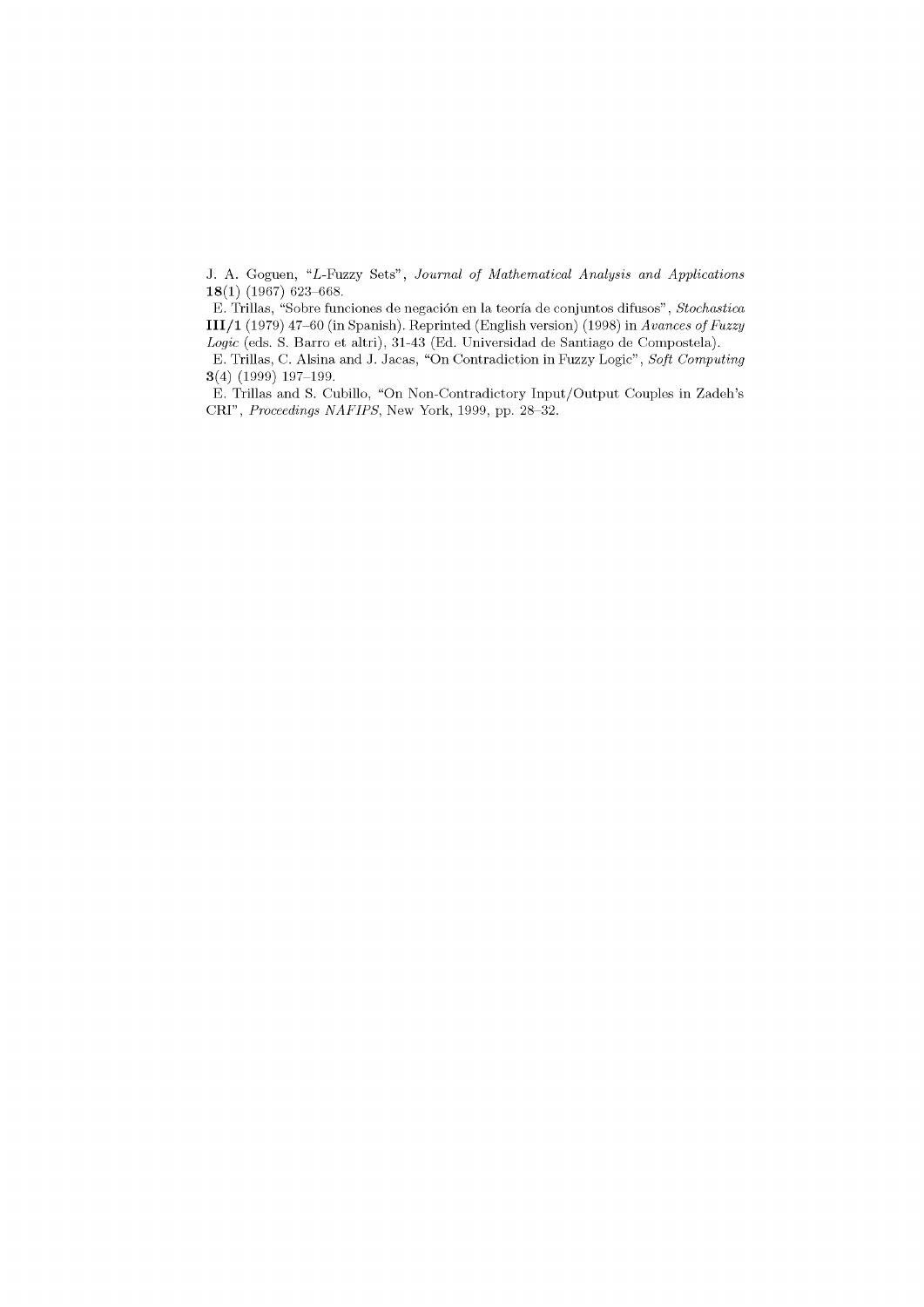J. A. Goguen, "*L*-Fuzzy Sets", *Journal of Mathematical Analysis and Applications* **18**(1) (1967) 623–668.

E. Trillas, "Sobre funciones de negación en la teoría de conjuntos difusos", *Stochastica* **III/1** (1979) 47–60 (in Spanish). Reprinted (English version) (1998) in *Avances of Fuzzy Logic* (eds. S. Barro et altri), 31-43 (Ed. Universidad de Santiago de Compostela).

E. Trillas, C. Alsina and J. Jacas, "On Contradiction in Fuzzy Logic", *Soft Computing* **3**(4) (1999) 197–199.

E. Trillas and S. Cubillo, "On Non-Contradictory Input/Output Couples in Zadeh's CRI", *Proceedings NAFIPS*, New York, 1999, pp. 28–32.